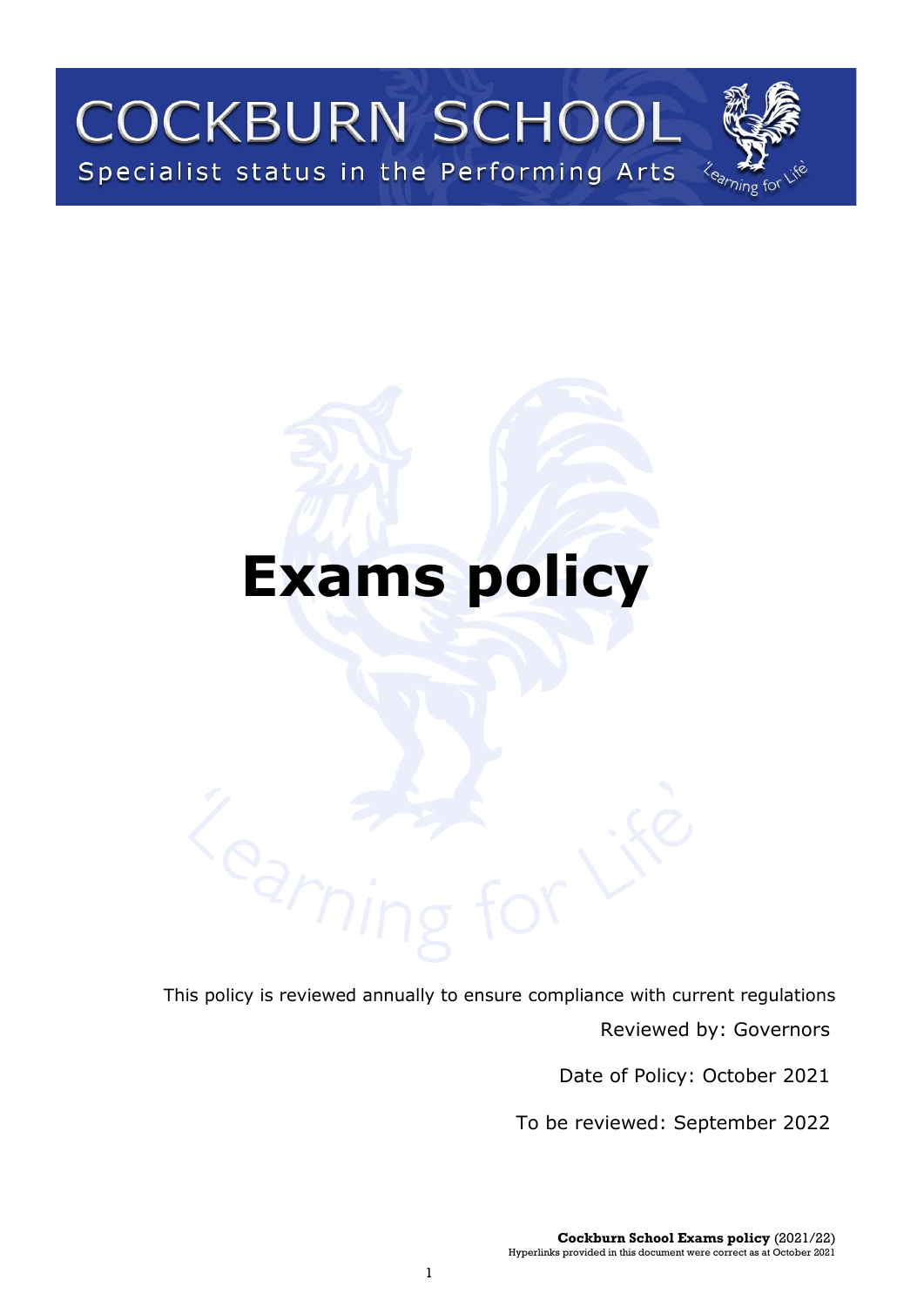COCKBURN SCHOOL

Specialist status in the Performing Arts

'Learning for Life'

# Exams policy

This policy is reviewed annually to ensure compliance with current regulations

Reviewed by: Governors

Date of Policy: October 2021

To be reviewed: September 2022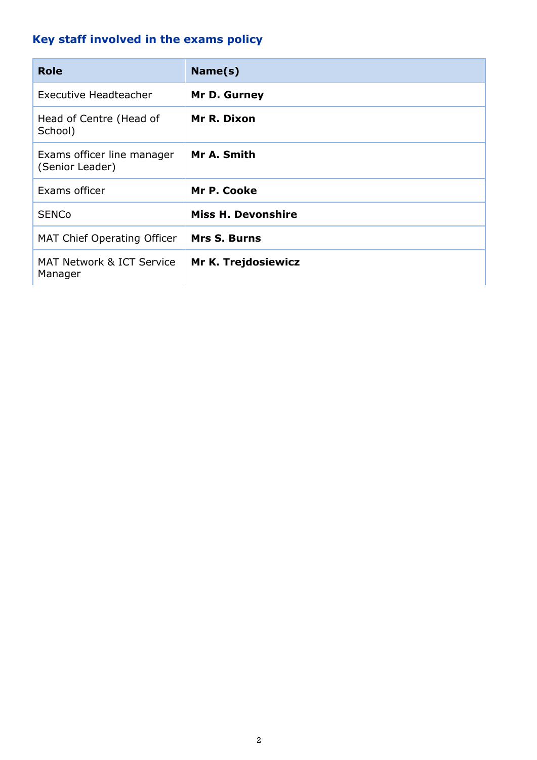## Key staff involved in the exams policy

| Role | Name(s) |
| --- | --- |
| Executive Headteacher | **Mr D. Gurney** |
| Head of Centre (Head of School) | **Mr R. Dixon** |
| Exams officer line manager (Senior Leader) | **Mr A. Smith** |
| Exams officer | **Mr P. Cooke** |
| SENCo | **Miss H. Devonshire** |
| MAT Chief Operating Officer | **Mrs S. Burns** |
| MAT Network & ICT Service Manager | **Mr K. Trejdosiewicz** |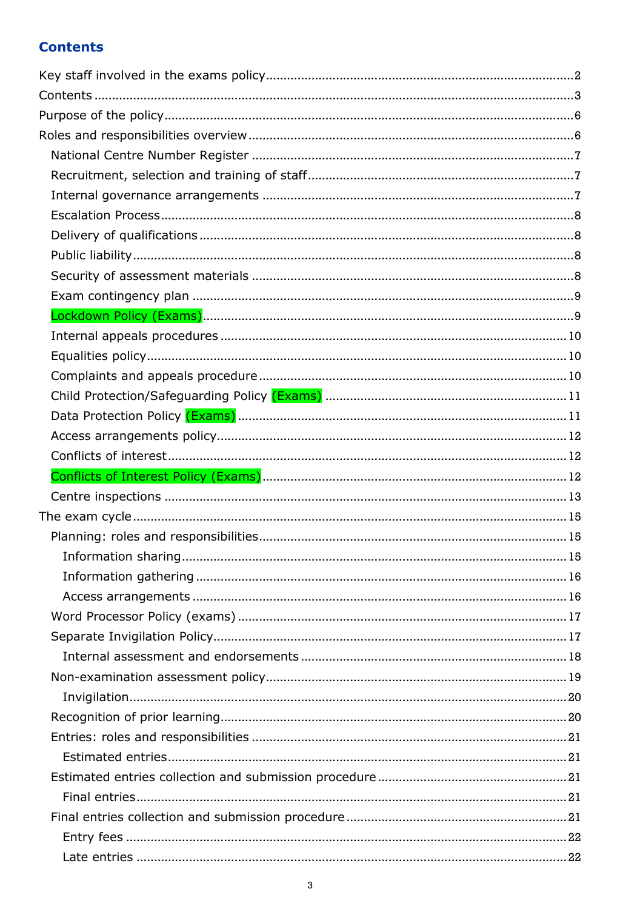## Contents

Key staff involved in the exams policy........................................................................................2
Contents .......................................................................................................................................3
Purpose of the policy....................................................................................................................6
Roles and responsibilities overview ............................................................................................6
- National Centre Number Register ...........................................................................................7
- Recruitment, selection and training of staff............................................................................7
- Internal governance arrangements .........................................................................................7
- Escalation Process....................................................................................................................8
- Delivery of qualifications .........................................................................................................8
- Public liability............................................................................................................................8
- Security of assessment materials ...........................................................................................8
- Exam contingency plan ...........................................................................................................9
- Lockdown Policy (Exams).........................................................................................................9
- Internal appeals procedures ..................................................................................................10
- Equalities policy......................................................................................................................10
- Complaints and appeals procedure .......................................................................................10
- Child Protection/Safeguarding Policy (Exams) .......................................................................11
- Data Protection Policy (Exams) ..............................................................................................11
- Access arrangements policy...................................................................................................12
- Conflicts of interest ................................................................................................................12
- Conflicts of Interest Policy (Exams) .......................................................................................12
- Centre inspections ..................................................................................................................13

The exam cycle ..........................................................................................................................15
- Planning: roles and responsibilities.......................................................................................15
  - Information sharing............................................................................................................15
  - Information gathering ........................................................................................................16
  - Access arrangements .........................................................................................................16
- Word Processor Policy (exams) .............................................................................................17
- Separate Invigilation Policy....................................................................................................17
  - Internal assessment and endorsements ...........................................................................18
- Non-examination assessment policy.....................................................................................19
  - Invigilation..........................................................................................................................20
- Recognition of prior learning..................................................................................................20
- Entries: roles and responsibilities .........................................................................................21
  - Estimated entries................................................................................................................21
- Estimated entries collection and submission procedure ......................................................21
  - Final entries........................................................................................................................21
- Final entries collection and submission procedure ..............................................................21
  - Entry fees ...........................................................................................................................22
  - Late entries ........................................................................................................................22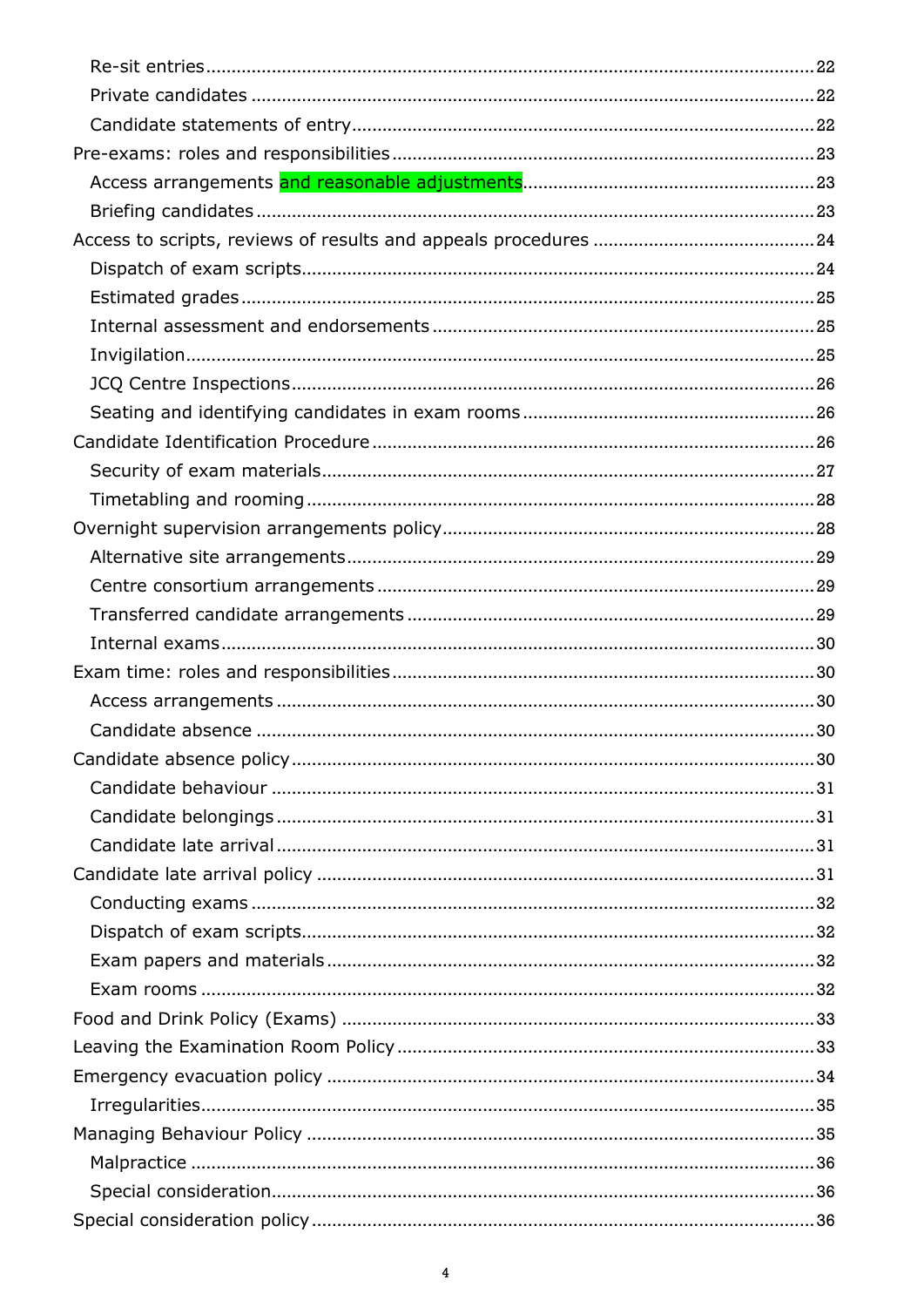- Re-sit entries .......... 22
- Private candidates .......... 22
- Candidate statements of entry .......... 22

Pre-exams: roles and responsibilities .......... 23

- Access arrangements and reasonable adjustments .......... 23
- Briefing candidates .......... 23

Access to scripts, reviews of results and appeals procedures .......... 24

- Dispatch of exam scripts .......... 24
- Estimated grades .......... 25
- Internal assessment and endorsements .......... 25
- Invigilation .......... 25
- JCQ Centre Inspections .......... 26
- Seating and identifying candidates in exam rooms .......... 26

Candidate Identification Procedure .......... 26

- Security of exam materials .......... 27
- Timetabling and rooming .......... 28

Overnight supervision arrangements policy .......... 28

- Alternative site arrangements .......... 29
- Centre consortium arrangements .......... 29
- Transferred candidate arrangements .......... 29
- Internal exams .......... 30

Exam time: roles and responsibilities .......... 30

- Access arrangements .......... 30
- Candidate absence .......... 30

Candidate absence policy .......... 30

- Candidate behaviour .......... 31
- Candidate belongings .......... 31
- Candidate late arrival .......... 31

Candidate late arrival policy .......... 31

- Conducting exams .......... 32
- Dispatch of exam scripts .......... 32
- Exam papers and materials .......... 32
- Exam rooms .......... 32

Food and Drink Policy (Exams) .......... 33

Leaving the Examination Room Policy .......... 33

Emergency evacuation policy .......... 34

- Irregularities .......... 35

Managing Behaviour Policy .......... 35

- Malpractice .......... 36
- Special consideration .......... 36

Special consideration policy .......... 36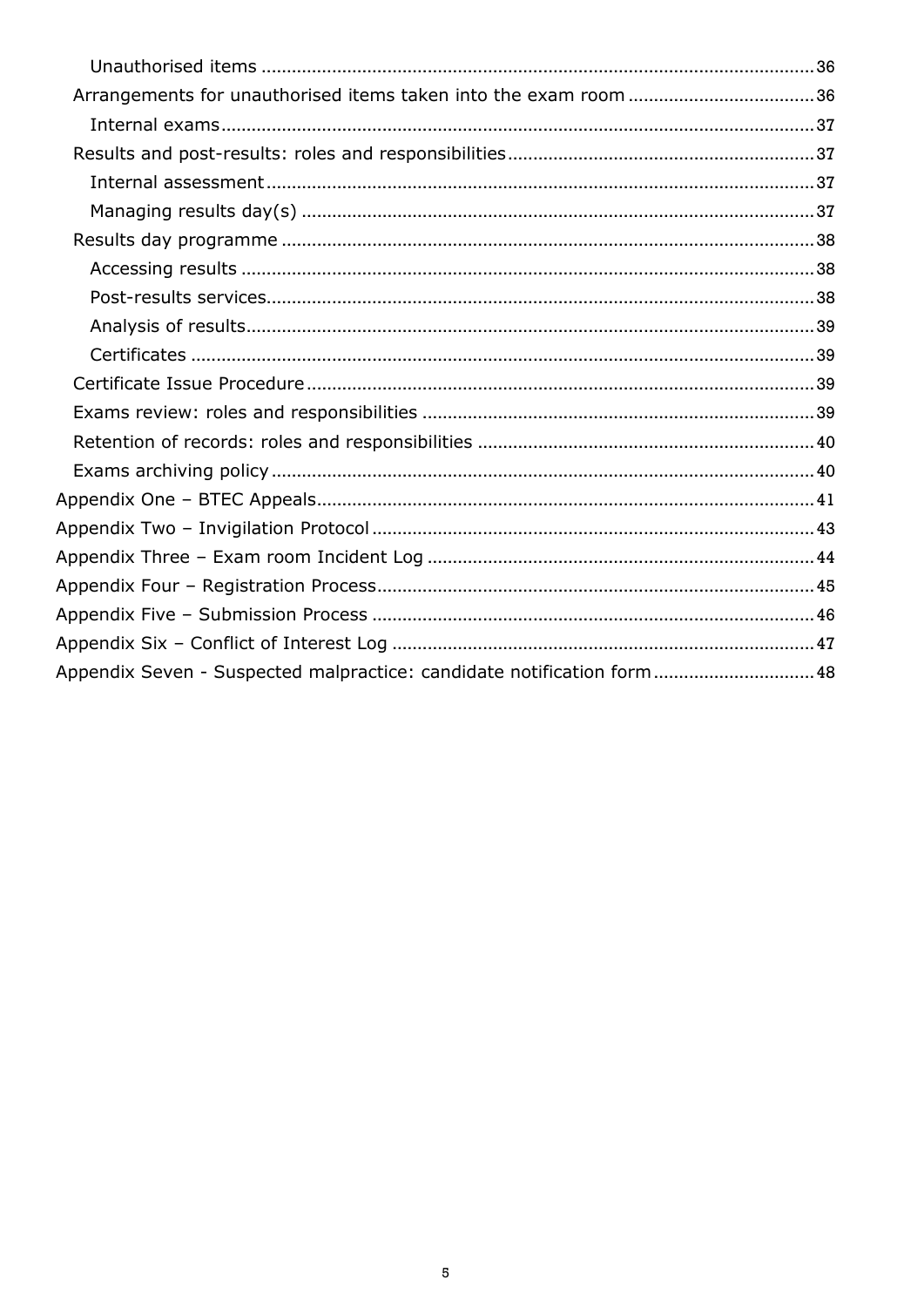- Unauthorised items ... 36
- Arrangements for unauthorised items taken into the exam room ... 36
  - Internal exams ... 37
- Results and post-results: roles and responsibilities ... 37
  - Internal assessment ... 37
  - Managing results day(s) ... 37
- Results day programme ... 38
  - Accessing results ... 38
  - Post-results services ... 38
  - Analysis of results ... 39
  - Certificates ... 39
- Certificate Issue Procedure ... 39
- Exams review: roles and responsibilities ... 39
- Retention of records: roles and responsibilities ... 40
- Exams archiving policy ... 40

Appendix One – BTEC Appeals ... 41

Appendix Two – Invigilation Protocol ... 43

Appendix Three – Exam room Incident Log ... 44

Appendix Four – Registration Process ... 45

Appendix Five – Submission Process ... 46

Appendix Six – Conflict of Interest Log ... 47

Appendix Seven - Suspected malpractice: candidate notification form ... 48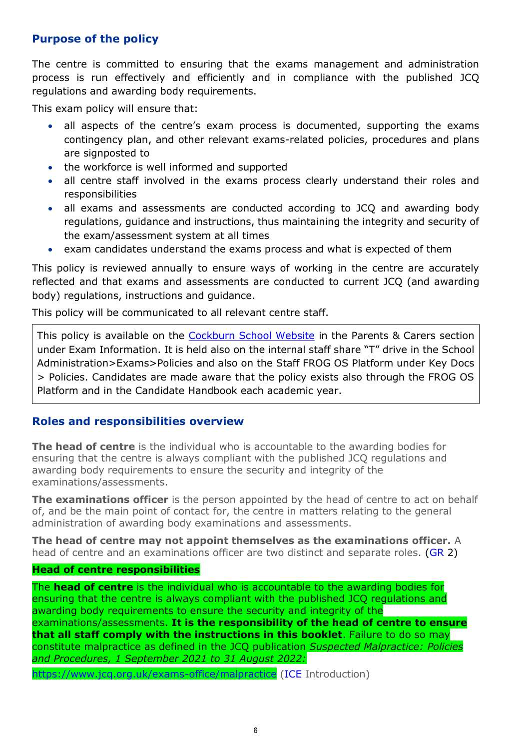## Purpose of the policy

The centre is committed to ensuring that the exams management and administration process is run effectively and efficiently and in compliance with the published JCQ regulations and awarding body requirements.

This exam policy will ensure that:

- all aspects of the centre's exam process is documented, supporting the exams contingency plan, and other relevant exams-related policies, procedures and plans are signposted to
- the workforce is well informed and supported
- all centre staff involved in the exams process clearly understand their roles and responsibilities
- all exams and assessments are conducted according to JCQ and awarding body regulations, guidance and instructions, thus maintaining the integrity and security of the exam/assessment system at all times
- exam candidates understand the exams process and what is expected of them

This policy is reviewed annually to ensure ways of working in the centre are accurately reflected and that exams and assessments are conducted to current JCQ (and awarding body) regulations, instructions and guidance.

This policy will be communicated to all relevant centre staff.

> This policy is available on the Cockburn School Website in the Parents & Carers section under Exam Information. It is held also on the internal staff share "T" drive in the School Administration>Exams>Policies and also on the Staff FROG OS Platform under Key Docs > Policies. Candidates are made aware that the policy exists also through the FROG OS Platform and in the Candidate Handbook each academic year.

## Roles and responsibilities overview

**The head of centre** is the individual who is accountable to the awarding bodies for ensuring that the centre is always compliant with the published JCQ regulations and awarding body requirements to ensure the security and integrity of the examinations/assessments.

**The examinations officer** is the person appointed by the head of centre to act on behalf of, and be the main point of contact for, the centre in matters relating to the general administration of awarding body examinations and assessments.

**The head of centre may not appoint themselves as the examinations officer.** A head of centre and an examinations officer are two distinct and separate roles. (GR 2)

**Head of centre responsibilities**

The **head of centre** is the individual who is accountable to the awarding bodies for ensuring that the centre is always compliant with the published JCQ regulations and awarding body requirements to ensure the security and integrity of the examinations/assessments. **It is the responsibility of the head of centre to ensure that all staff comply with the instructions in this booklet**. Failure to do so may constitute malpractice as defined in the JCQ publication *Suspected Malpractice: Policies and Procedures, 1 September 2021 to 31 August 2022:*

https://www.jcq.org.uk/exams-office/malpractice (ICE Introduction)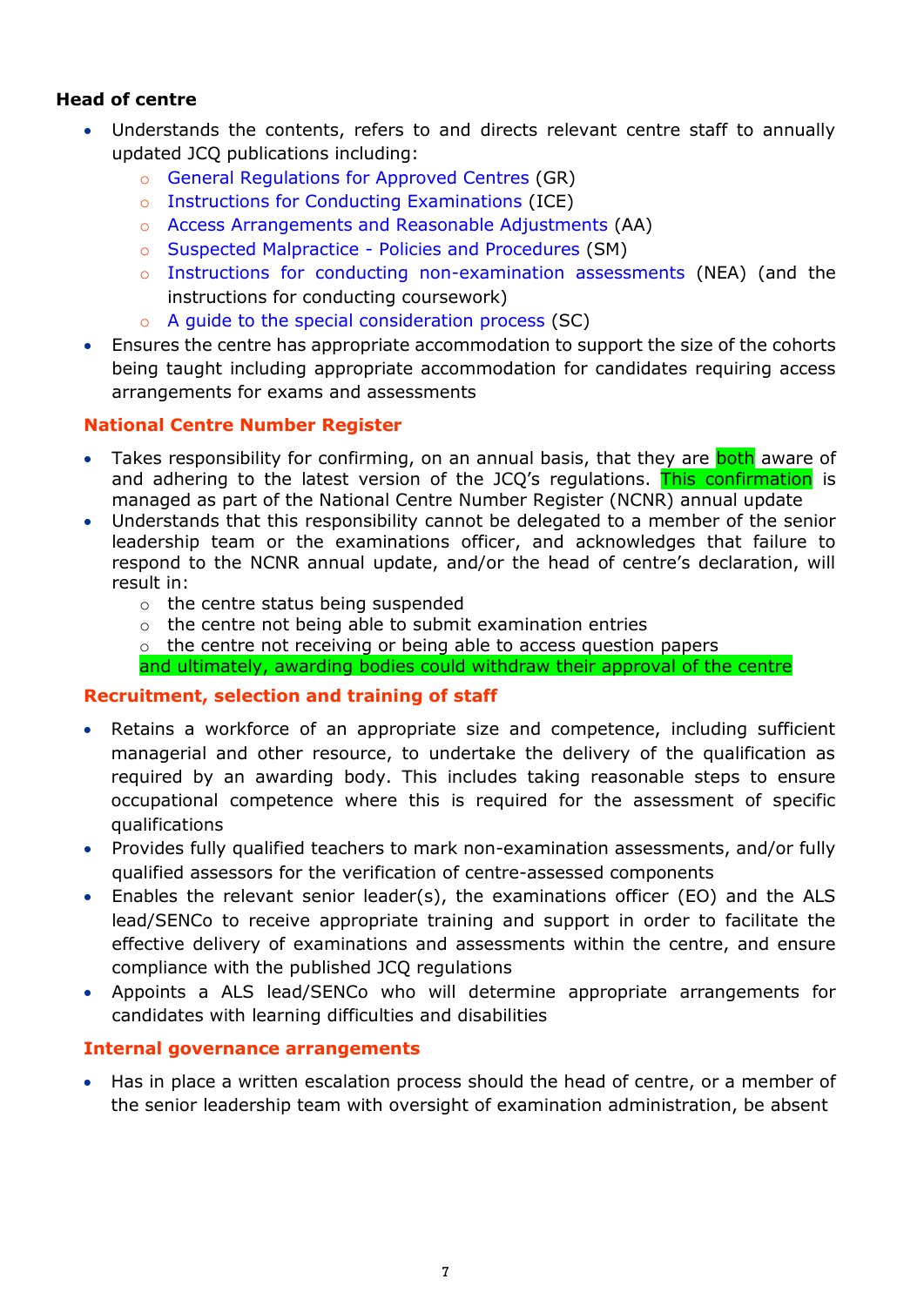**Head of centre**

- Understands the contents, refers to and directs relevant centre staff to annually updated JCQ publications including:
    - General Regulations for Approved Centres (GR)
    - Instructions for Conducting Examinations (ICE)
    - Access Arrangements and Reasonable Adjustments (AA)
    - Suspected Malpractice - Policies and Procedures (SM)
    - Instructions for conducting non-examination assessments (NEA) (and the instructions for conducting coursework)
    - A guide to the special consideration process (SC)
- Ensures the centre has appropriate accommodation to support the size of the cohorts being taught including appropriate accommodation for candidates requiring access arrangements for exams and assessments

### National Centre Number Register

- Takes responsibility for confirming, on an annual basis, that they are both aware of and adhering to the latest version of the JCQ's regulations. This confirmation is managed as part of the National Centre Number Register (NCNR) annual update
- Understands that this responsibility cannot be delegated to a member of the senior leadership team or the examinations officer, and acknowledges that failure to respond to the NCNR annual update, and/or the head of centre's declaration, will result in:
    - the centre status being suspended
    - the centre not being able to submit examination entries
    - the centre not receiving or being able to access question papers

  and ultimately, awarding bodies could withdraw their approval of the centre

### Recruitment, selection and training of staff

- Retains a workforce of an appropriate size and competence, including sufficient managerial and other resource, to undertake the delivery of the qualification as required by an awarding body. This includes taking reasonable steps to ensure occupational competence where this is required for the assessment of specific qualifications
- Provides fully qualified teachers to mark non-examination assessments, and/or fully qualified assessors for the verification of centre-assessed components
- Enables the relevant senior leader(s), the examinations officer (EO) and the ALS lead/SENCo to receive appropriate training and support in order to facilitate the effective delivery of examinations and assessments within the centre, and ensure compliance with the published JCQ regulations
- Appoints a ALS lead/SENCo who will determine appropriate arrangements for candidates with learning difficulties and disabilities

### Internal governance arrangements

- Has in place a written escalation process should the head of centre, or a member of the senior leadership team with oversight of examination administration, be absent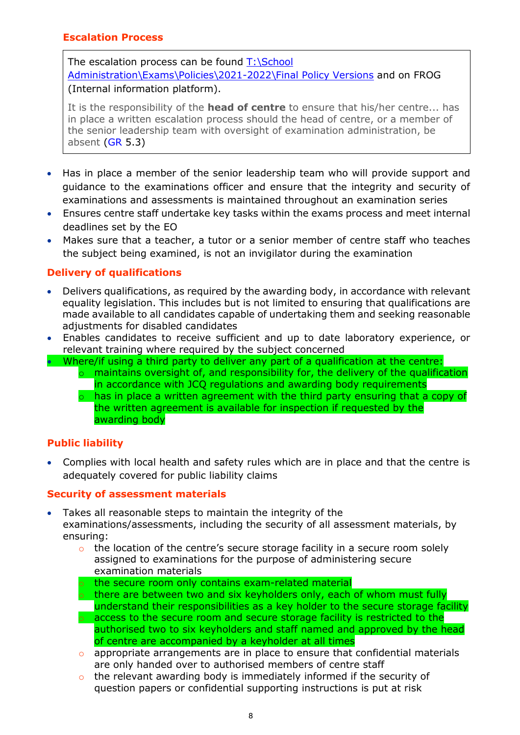### Escalation Process

> The escalation process can be found T:\School Administration\Exams\Policies\2021-2022\Final Policy Versions and on FROG (Internal information platform).
>
> It is the responsibility of the **head of centre** to ensure that his/her centre... has in place a written escalation process should the head of centre, or a member of the senior leadership team with oversight of examination administration, be absent (GR 5.3)

- Has in place a member of the senior leadership team who will provide support and guidance to the examinations officer and ensure that the integrity and security of examinations and assessments is maintained throughout an examination series
- Ensures centre staff undertake key tasks within the exams process and meet internal deadlines set by the EO
- Makes sure that a teacher, a tutor or a senior member of centre staff who teaches the subject being examined, is not an invigilator during the examination

### Delivery of qualifications

- Delivers qualifications, as required by the awarding body, in accordance with relevant equality legislation. This includes but is not limited to ensuring that qualifications are made available to all candidates capable of undertaking them and seeking reasonable adjustments for disabled candidates
- Enables candidates to receive sufficient and up to date laboratory experience, or relevant training where required by the subject concerned
- Where/if using a third party to deliver any part of a qualification at the centre:
  - maintains oversight of, and responsibility for, the delivery of the qualification in accordance with JCQ regulations and awarding body requirements
  - has in place a written agreement with the third party ensuring that a copy of the written agreement is available for inspection if requested by the awarding body

### Public liability

- Complies with local health and safety rules which are in place and that the centre is adequately covered for public liability claims

### Security of assessment materials

- Takes all reasonable steps to maintain the integrity of the examinations/assessments, including the security of all assessment materials, by ensuring:
  - the location of the centre's secure storage facility in a secure room solely assigned to examinations for the purpose of administering secure examination materials
  - the secure room only contains exam-related material
  - there are between two and six keyholders only, each of whom must fully understand their responsibilities as a key holder to the secure storage facility
  - access to the secure room and secure storage facility is restricted to the authorised two to six keyholders and staff named and approved by the head of centre are accompanied by a keyholder at all times
  - appropriate arrangements are in place to ensure that confidential materials are only handed over to authorised members of centre staff
  - the relevant awarding body is immediately informed if the security of question papers or confidential supporting instructions is put at risk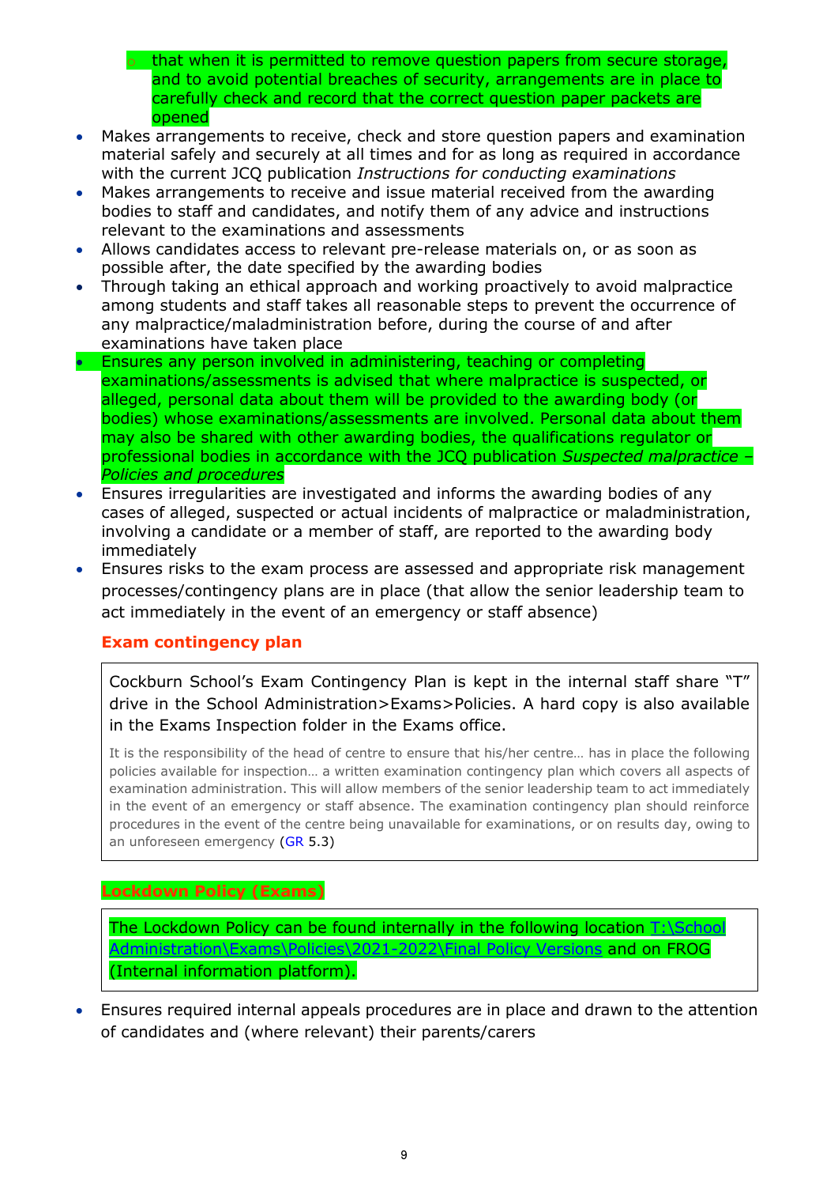- that when it is permitted to remove question papers from secure storage, and to avoid potential breaches of security, arrangements are in place to carefully check and record that the correct question paper packets are opened
- Makes arrangements to receive, check and store question papers and examination material safely and securely at all times and for as long as required in accordance with the current JCQ publication *Instructions for conducting examinations*
- Makes arrangements to receive and issue material received from the awarding bodies to staff and candidates, and notify them of any advice and instructions relevant to the examinations and assessments
- Allows candidates access to relevant pre-release materials on, or as soon as possible after, the date specified by the awarding bodies
- Through taking an ethical approach and working proactively to avoid malpractice among students and staff takes all reasonable steps to prevent the occurrence of any malpractice/maladministration before, during the course of and after examinations have taken place
- Ensures any person involved in administering, teaching or completing examinations/assessments is advised that where malpractice is suspected, or alleged, personal data about them will be provided to the awarding body (or bodies) whose examinations/assessments are involved. Personal data about them may also be shared with other awarding bodies, the qualifications regulator or professional bodies in accordance with the JCQ publication *Suspected malpractice – Policies and procedures*
- Ensures irregularities are investigated and informs the awarding bodies of any cases of alleged, suspected or actual incidents of malpractice or maladministration, involving a candidate or a member of staff, are reported to the awarding body immediately
- Ensures risks to the exam process are assessed and appropriate risk management processes/contingency plans are in place (that allow the senior leadership team to act immediately in the event of an emergency or staff absence)

### Exam contingency plan

Cockburn School's Exam Contingency Plan is kept in the internal staff share "T" drive in the School Administration>Exams>Policies. A hard copy is also available in the Exams Inspection folder in the Exams office.

It is the responsibility of the head of centre to ensure that his/her centre… has in place the following policies available for inspection… a written examination contingency plan which covers all aspects of examination administration. This will allow members of the senior leadership team to act immediately in the event of an emergency or staff absence. The examination contingency plan should reinforce procedures in the event of the centre being unavailable for examinations, or on results day, owing to an unforeseen emergency (GR 5.3)

### Lockdown Policy (Exams)

The Lockdown Policy can be found internally in the following location T:\School Administration\Exams\Policies\2021-2022\Final Policy Versions and on FROG (Internal information platform).

- Ensures required internal appeals procedures are in place and drawn to the attention of candidates and (where relevant) their parents/carers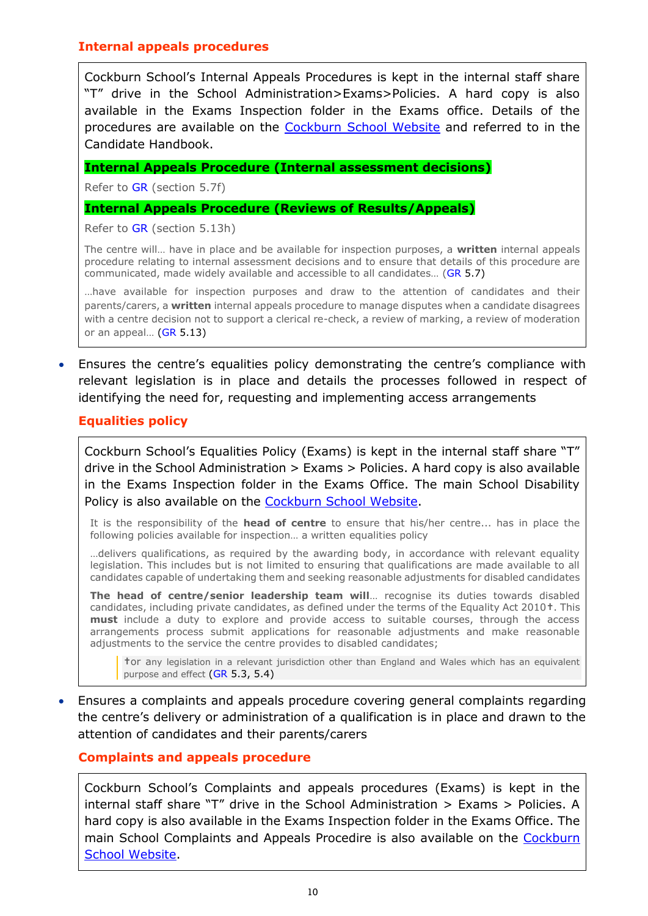### Internal appeals procedures

Cockburn School's Internal Appeals Procedures is kept in the internal staff share "T" drive in the School Administration>Exams>Policies. A hard copy is also available in the Exams Inspection folder in the Exams office. Details of the procedures are available on the Cockburn School Website and referred to in the Candidate Handbook.

**Internal Appeals Procedure (Internal assessment decisions)**

Refer to GR (section 5.7f)

**Internal Appeals Procedure (Reviews of Results/Appeals)**

Refer to GR (section 5.13h)

The centre will… have in place and be available for inspection purposes, a **written** internal appeals procedure relating to internal assessment decisions and to ensure that details of this procedure are communicated, made widely available and accessible to all candidates… (GR 5.7)

…have available for inspection purposes and draw to the attention of candidates and their parents/carers, a **written** internal appeals procedure to manage disputes when a candidate disagrees with a centre decision not to support a clerical re-check, a review of marking, a review of moderation or an appeal… (GR 5.13)

- Ensures the centre's equalities policy demonstrating the centre's compliance with relevant legislation is in place and details the processes followed in respect of identifying the need for, requesting and implementing access arrangements

### Equalities policy

Cockburn School's Equalities Policy (Exams) is kept in the internal staff share "T" drive in the School Administration > Exams > Policies. A hard copy is also available in the Exams Inspection folder in the Exams Office. The main School Disability Policy is also available on the Cockburn School Website.

It is the responsibility of the **head of centre** to ensure that his/her centre... has in place the following policies available for inspection… a written equalities policy

…delivers qualifications, as required by the awarding body, in accordance with relevant equality legislation. This includes but is not limited to ensuring that qualifications are made available to all candidates capable of undertaking them and seeking reasonable adjustments for disabled candidates

**The head of centre/senior leadership team will**… recognise its duties towards disabled candidates, including private candidates, as defined under the terms of the Equality Act 2010†. This **must** include a duty to explore and provide access to suitable courses, through the access arrangements process submit applications for reasonable adjustments and make reasonable adjustments to the service the centre provides to disabled candidates;

> †or any legislation in a relevant jurisdiction other than England and Wales which has an equivalent purpose and effect (GR 5.3, 5.4)

- Ensures a complaints and appeals procedure covering general complaints regarding the centre's delivery or administration of a qualification is in place and drawn to the attention of candidates and their parents/carers

### Complaints and appeals procedure

Cockburn School's Complaints and appeals procedures (Exams) is kept in the internal staff share "T" drive in the School Administration > Exams > Policies. A hard copy is also available in the Exams Inspection folder in the Exams Office. The main School Complaints and Appeals Procedire is also available on the Cockburn School Website.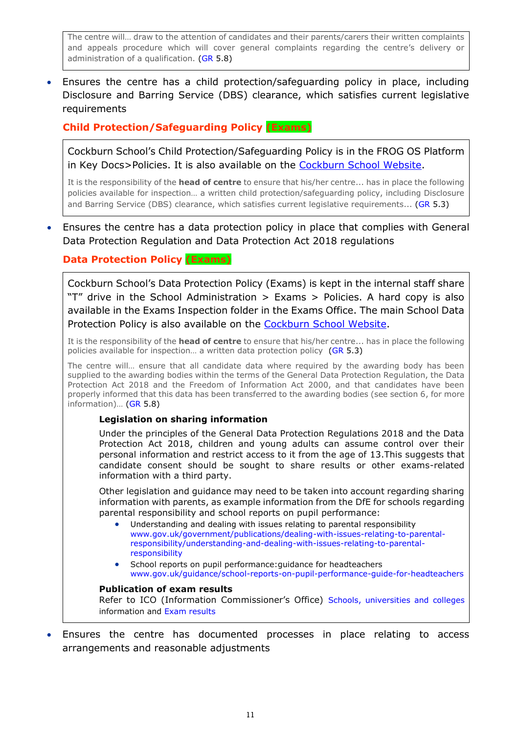> The centre will… draw to the attention of candidates and their parents/carers their written complaints and appeals procedure which will cover general complaints regarding the centre's delivery or administration of a qualification. (GR 5.8)

- Ensures the centre has a child protection/safeguarding policy in place, including Disclosure and Barring Service (DBS) clearance, which satisfies current legislative requirements

### Child Protection/Safeguarding Policy (Exams)

> Cockburn School's Child Protection/Safeguarding Policy is in the FROG OS Platform in Key Docs>Policies. It is also available on the Cockburn School Website.
>
> It is the responsibility of the **head of centre** to ensure that his/her centre... has in place the following policies available for inspection… a written child protection/safeguarding policy, including Disclosure and Barring Service (DBS) clearance, which satisfies current legislative requirements... (GR 5.3)

- Ensures the centre has a data protection policy in place that complies with General Data Protection Regulation and Data Protection Act 2018 regulations

### Data Protection Policy (Exams)

> Cockburn School's Data Protection Policy (Exams) is kept in the internal staff share "T" drive in the School Administration > Exams > Policies. A hard copy is also available in the Exams Inspection folder in the Exams Office. The main School Data Protection Policy is also available on the Cockburn School Website.
>
> It is the responsibility of the **head of centre** to ensure that his/her centre... has in place the following policies available for inspection… a written data protection policy (GR 5.3)
>
> The centre will… ensure that all candidate data where required by the awarding body has been supplied to the awarding bodies within the terms of the General Data Protection Regulation, the Data Protection Act 2018 and the Freedom of Information Act 2000, and that candidates have been properly informed that this data has been transferred to the awarding bodies (see section 6, for more information)… (GR 5.8)
>
> **Legislation on sharing information**
>
> Under the principles of the General Data Protection Regulations 2018 and the Data Protection Act 2018, children and young adults can assume control over their personal information and restrict access to it from the age of 13.This suggests that candidate consent should be sought to share results or other exams-related information with a third party.
>
> Other legislation and guidance may need to be taken into account regarding sharing information with parents, as example information from the DfE for schools regarding parental responsibility and school reports on pupil performance:
>
> - Understanding and dealing with issues relating to parental responsibility www.gov.uk/government/publications/dealing-with-issues-relating-to-parental-responsibility/understanding-and-dealing-with-issues-relating-to-parental-responsibility
> - School reports on pupil performance:guidance for headteachers www.gov.uk/guidance/school-reports-on-pupil-performance-guide-for-headteachers
>
> **Publication of exam results**
>
> Refer to ICO (Information Commissioner's Office) Schools, universities and colleges information and Exam results

- Ensures the centre has documented processes in place relating to access arrangements and reasonable adjustments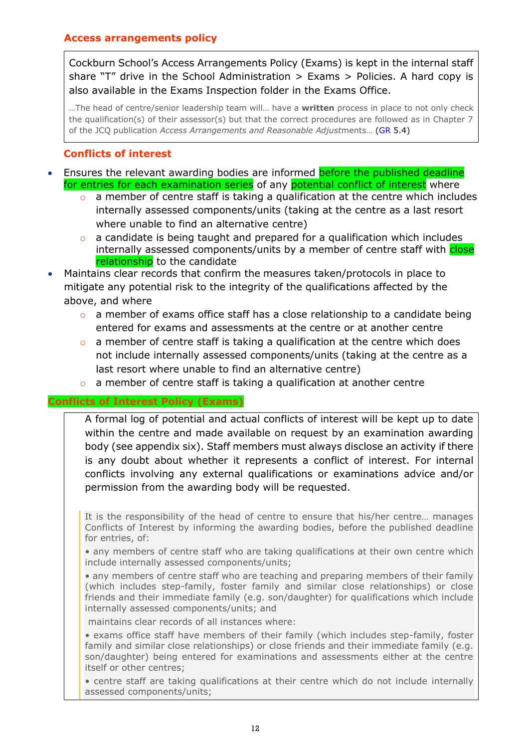### Access arrangements policy

Cockburn School's Access Arrangements Policy (Exams) is kept in the internal staff share "T" drive in the School Administration > Exams > Policies. A hard copy is also available in the Exams Inspection folder in the Exams Office.

…The head of centre/senior leadership team will… have a **written** process in place to not only check the qualification(s) of their assessor(s) but that the correct procedures are followed as in Chapter 7 of the JCQ publication *Access Arrangements and Reasonable Adjustments*… (GR 5.4)

### Conflicts of interest

- Ensures the relevant awarding bodies are informed before the published deadline for entries for each examination series of any potential conflict of interest where
  - a member of centre staff is taking a qualification at the centre which includes internally assessed components/units (taking at the centre as a last resort where unable to find an alternative centre)
  - a candidate is being taught and prepared for a qualification which includes internally assessed components/units by a member of centre staff with close relationship to the candidate
- Maintains clear records that confirm the measures taken/protocols in place to mitigate any potential risk to the integrity of the qualifications affected by the above, and where
  - a member of exams office staff has a close relationship to a candidate being entered for exams and assessments at the centre or at another centre
  - a member of centre staff is taking a qualification at the centre which does not include internally assessed components/units (taking at the centre as a last resort where unable to find an alternative centre)
  - a member of centre staff is taking a qualification at another centre

### Conflicts of Interest Policy (Exams)

A formal log of potential and actual conflicts of interest will be kept up to date within the centre and made available on request by an examination awarding body (see appendix six). Staff members must always disclose an activity if there is any doubt about whether it represents a conflict of interest. For internal conflicts involving any external qualifications or examinations advice and/or permission from the awarding body will be requested.

> It is the responsibility of the head of centre to ensure that his/her centre… manages Conflicts of Interest by informing the awarding bodies, before the published deadline for entries, of:
>
> • any members of centre staff who are taking qualifications at their own centre which include internally assessed components/units;
>
> • any members of centre staff who are teaching and preparing members of their family (which includes step-family, foster family and similar close relationships) or close friends and their immediate family (e.g. son/daughter) for qualifications which include internally assessed components/units; and
>
> maintains clear records of all instances where:
>
> • exams office staff have members of their family (which includes step-family, foster family and similar close relationships) or close friends and their immediate family (e.g. son/daughter) being entered for examinations and assessments either at the centre itself or other centres;
>
> • centre staff are taking qualifications at their centre which do not include internally assessed components/units;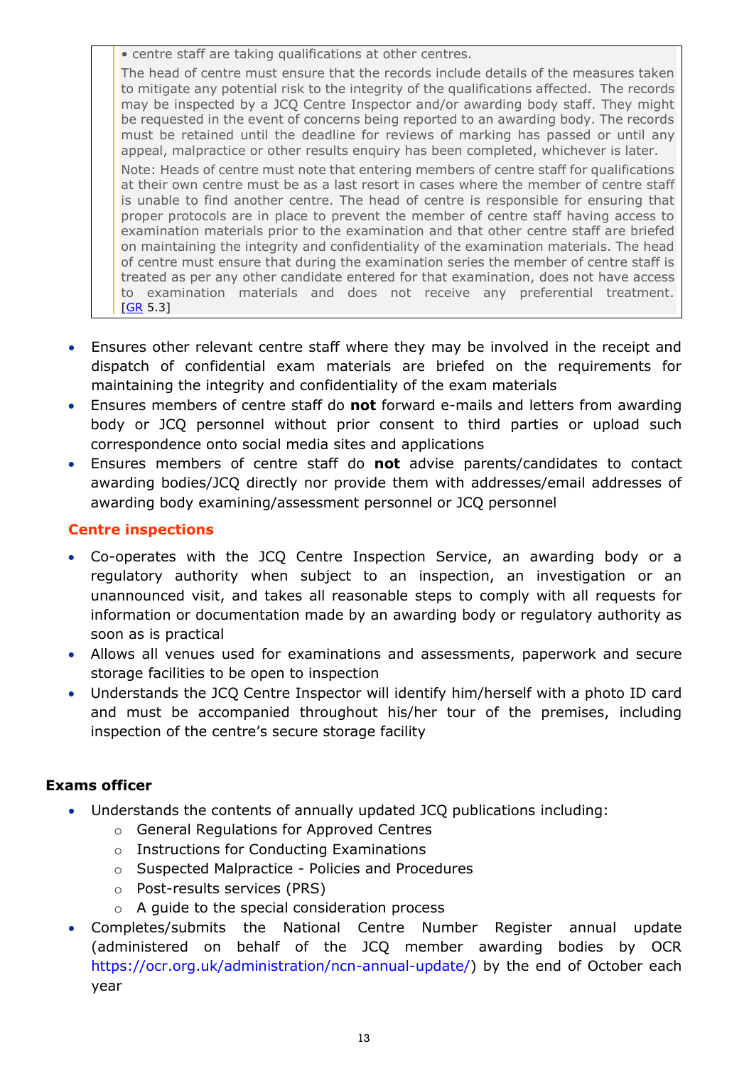> • centre staff are taking qualifications at other centres.
>
> The head of centre must ensure that the records include details of the measures taken to mitigate any potential risk to the integrity of the qualifications affected. The records may be inspected by a JCQ Centre Inspector and/or awarding body staff. They might be requested in the event of concerns being reported to an awarding body. The records must be retained until the deadline for reviews of marking has passed or until any appeal, malpractice or other results enquiry has been completed, whichever is later.
>
> Note: Heads of centre must note that entering members of centre staff for qualifications at their own centre must be as a last resort in cases where the member of centre staff is unable to find another centre. The head of centre is responsible for ensuring that proper protocols are in place to prevent the member of centre staff having access to examination materials prior to the examination and that other centre staff are briefed on maintaining the integrity and confidentiality of the examination materials. The head of centre must ensure that during the examination series the member of centre staff is treated as per any other candidate entered for that examination, does not have access to examination materials and does not receive any preferential treatment. [GR 5.3]

- Ensures other relevant centre staff where they may be involved in the receipt and dispatch of confidential exam materials are briefed on the requirements for maintaining the integrity and confidentiality of the exam materials
- Ensures members of centre staff do **not** forward e-mails and letters from awarding body or JCQ personnel without prior consent to third parties or upload such correspondence onto social media sites and applications
- Ensures members of centre staff do **not** advise parents/candidates to contact awarding bodies/JCQ directly nor provide them with addresses/email addresses of awarding body examining/assessment personnel or JCQ personnel

**Centre inspections**

- Co-operates with the JCQ Centre Inspection Service, an awarding body or a regulatory authority when subject to an inspection, an investigation or an unannounced visit, and takes all reasonable steps to comply with all requests for information or documentation made by an awarding body or regulatory authority as soon as is practical
- Allows all venues used for examinations and assessments, paperwork and secure storage facilities to be open to inspection
- Understands the JCQ Centre Inspector will identify him/herself with a photo ID card and must be accompanied throughout his/her tour of the premises, including inspection of the centre's secure storage facility

### Exams officer

- Understands the contents of annually updated JCQ publications including:
  - General Regulations for Approved Centres
  - Instructions for Conducting Examinations
  - Suspected Malpractice - Policies and Procedures
  - Post-results services (PRS)
  - A guide to the special consideration process
- Completes/submits the National Centre Number Register annual update (administered on behalf of the JCQ member awarding bodies by OCR https://ocr.org.uk/administration/ncn-annual-update/) by the end of October each year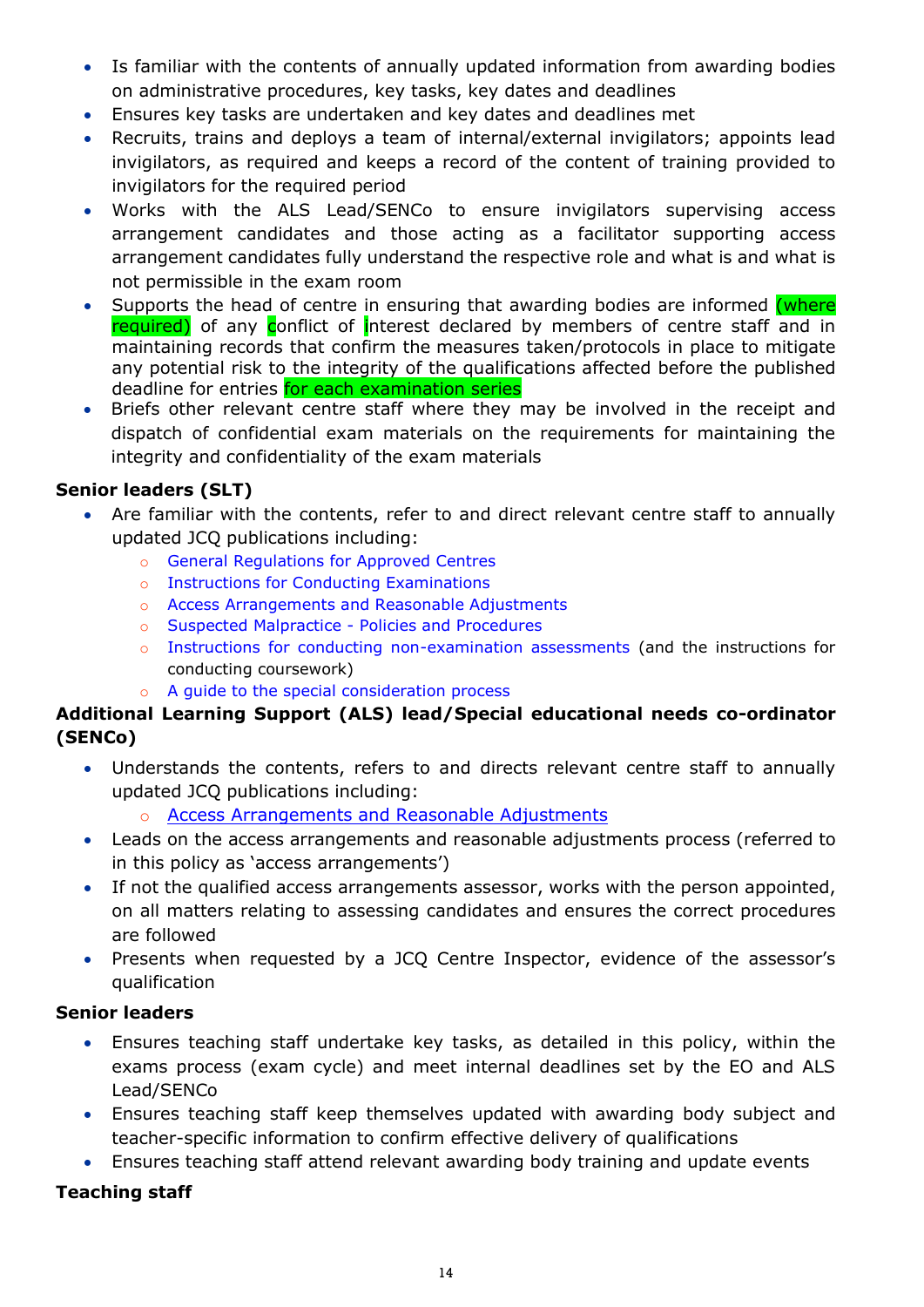- Is familiar with the contents of annually updated information from awarding bodies on administrative procedures, key tasks, key dates and deadlines
- Ensures key tasks are undertaken and key dates and deadlines met
- Recruits, trains and deploys a team of internal/external invigilators; appoints lead invigilators, as required and keeps a record of the content of training provided to invigilators for the required period
- Works with the ALS Lead/SENCo to ensure invigilators supervising access arrangement candidates and those acting as a facilitator supporting access arrangement candidates fully understand the respective role and what is and what is not permissible in the exam room
- Supports the head of centre in ensuring that awarding bodies are informed (where required) of any conflict of interest declared by members of centre staff and in maintaining records that confirm the measures taken/protocols in place to mitigate any potential risk to the integrity of the qualifications affected before the published deadline for entries for each examination series
- Briefs other relevant centre staff where they may be involved in the receipt and dispatch of confidential exam materials on the requirements for maintaining the integrity and confidentiality of the exam materials

**Senior leaders (SLT)**

- Are familiar with the contents, refer to and direct relevant centre staff to annually updated JCQ publications including:
  - General Regulations for Approved Centres
  - Instructions for Conducting Examinations
  - Access Arrangements and Reasonable Adjustments
  - Suspected Malpractice - Policies and Procedures
  - Instructions for conducting non-examination assessments (and the instructions for conducting coursework)
  - A guide to the special consideration process

**Additional Learning Support (ALS) lead/Special educational needs co-ordinator (SENCo)**

- Understands the contents, refers to and directs relevant centre staff to annually updated JCQ publications including:
  - Access Arrangements and Reasonable Adjustments
- Leads on the access arrangements and reasonable adjustments process (referred to in this policy as 'access arrangements')
- If not the qualified access arrangements assessor, works with the person appointed, on all matters relating to assessing candidates and ensures the correct procedures are followed
- Presents when requested by a JCQ Centre Inspector, evidence of the assessor's qualification

**Senior leaders**

- Ensures teaching staff undertake key tasks, as detailed in this policy, within the exams process (exam cycle) and meet internal deadlines set by the EO and ALS Lead/SENCo
- Ensures teaching staff keep themselves updated with awarding body subject and teacher-specific information to confirm effective delivery of qualifications
- Ensures teaching staff attend relevant awarding body training and update events

**Teaching staff**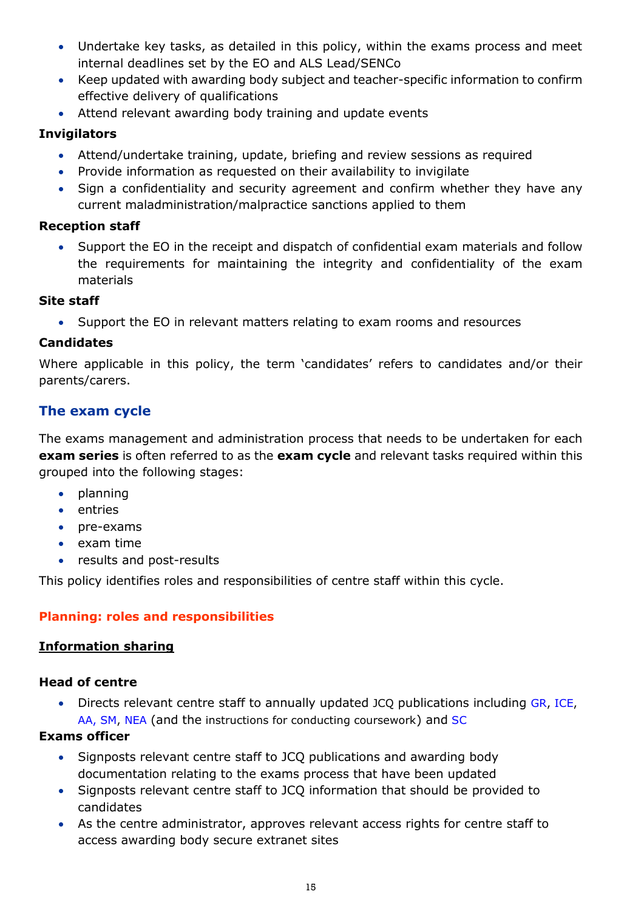- Undertake key tasks, as detailed in this policy, within the exams process and meet internal deadlines set by the EO and ALS Lead/SENCo
- Keep updated with awarding body subject and teacher-specific information to confirm effective delivery of qualifications
- Attend relevant awarding body training and update events

**Invigilators**

- Attend/undertake training, update, briefing and review sessions as required
- Provide information as requested on their availability to invigilate
- Sign a confidentiality and security agreement and confirm whether they have any current maladministration/malpractice sanctions applied to them

**Reception staff**

- Support the EO in the receipt and dispatch of confidential exam materials and follow the requirements for maintaining the integrity and confidentiality of the exam materials

**Site staff**

- Support the EO in relevant matters relating to exam rooms and resources

**Candidates**

Where applicable in this policy, the term 'candidates' refers to candidates and/or their parents/carers.

## The exam cycle

The exams management and administration process that needs to be undertaken for each **exam series** is often referred to as the **exam cycle** and relevant tasks required within this grouped into the following stages:

- planning
- entries
- pre-exams
- exam time
- results and post-results

This policy identifies roles and responsibilities of centre staff within this cycle.

### Planning: roles and responsibilities

**Information sharing**

**Head of centre**

- Directs relevant centre staff to annually updated JCQ publications including GR, ICE, AA, SM, NEA (and the instructions for conducting coursework) and SC

**Exams officer**

- Signposts relevant centre staff to JCQ publications and awarding body documentation relating to the exams process that have been updated
- Signposts relevant centre staff to JCQ information that should be provided to candidates
- As the centre administrator, approves relevant access rights for centre staff to access awarding body secure extranet sites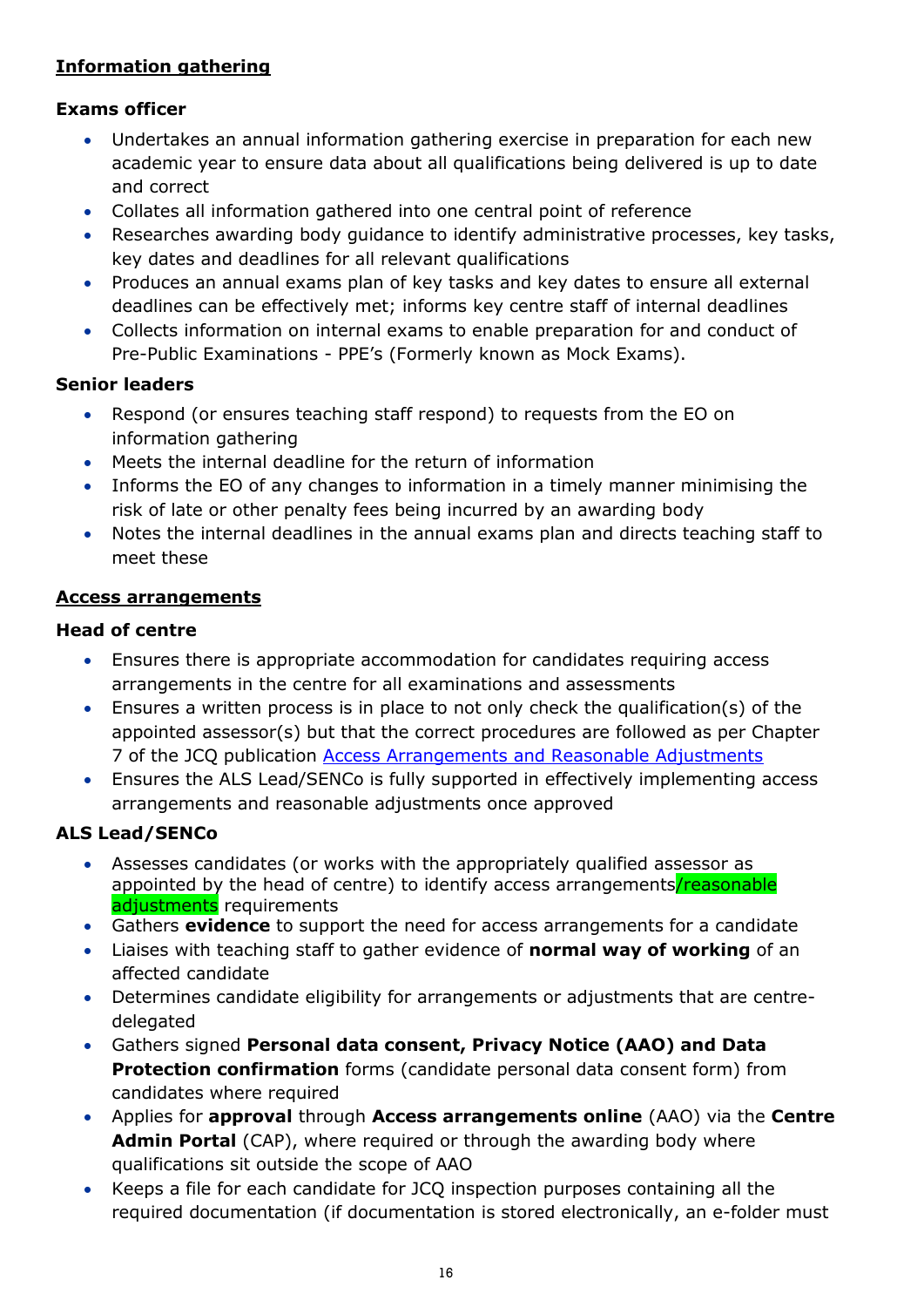**<u>Information gathering</u>**

**Exams officer**

- Undertakes an annual information gathering exercise in preparation for each new academic year to ensure data about all qualifications being delivered is up to date and correct
- Collates all information gathered into one central point of reference
- Researches awarding body guidance to identify administrative processes, key tasks, key dates and deadlines for all relevant qualifications
- Produces an annual exams plan of key tasks and key dates to ensure all external deadlines can be effectively met; informs key centre staff of internal deadlines
- Collects information on internal exams to enable preparation for and conduct of Pre-Public Examinations - PPE's (Formerly known as Mock Exams).

**Senior leaders**

- Respond (or ensures teaching staff respond) to requests from the EO on information gathering
- Meets the internal deadline for the return of information
- Informs the EO of any changes to information in a timely manner minimising the risk of late or other penalty fees being incurred by an awarding body
- Notes the internal deadlines in the annual exams plan and directs teaching staff to meet these

**<u>Access arrangements</u>**

**Head of centre**

- Ensures there is appropriate accommodation for candidates requiring access arrangements in the centre for all examinations and assessments
- Ensures a written process is in place to not only check the qualification(s) of the appointed assessor(s) but that the correct procedures are followed as per Chapter 7 of the JCQ publication [Access Arrangements and Reasonable Adjustments]()
- Ensures the ALS Lead/SENCo is fully supported in effectively implementing access arrangements and reasonable adjustments once approved

**ALS Lead/SENCo**

- Assesses candidates (or works with the appropriately qualified assessor as appointed by the head of centre) to identify access arrangements/reasonable adjustments requirements
- Gathers **evidence** to support the need for access arrangements for a candidate
- Liaises with teaching staff to gather evidence of **normal way of working** of an affected candidate
- Determines candidate eligibility for arrangements or adjustments that are centre-delegated
- Gathers signed **Personal data consent, Privacy Notice (AAO) and Data Protection confirmation** forms (candidate personal data consent form) from candidates where required
- Applies for **approval** through **Access arrangements online** (AAO) via the **Centre Admin Portal** (CAP), where required or through the awarding body where qualifications sit outside the scope of AAO
- Keeps a file for each candidate for JCQ inspection purposes containing all the required documentation (if documentation is stored electronically, an e-folder must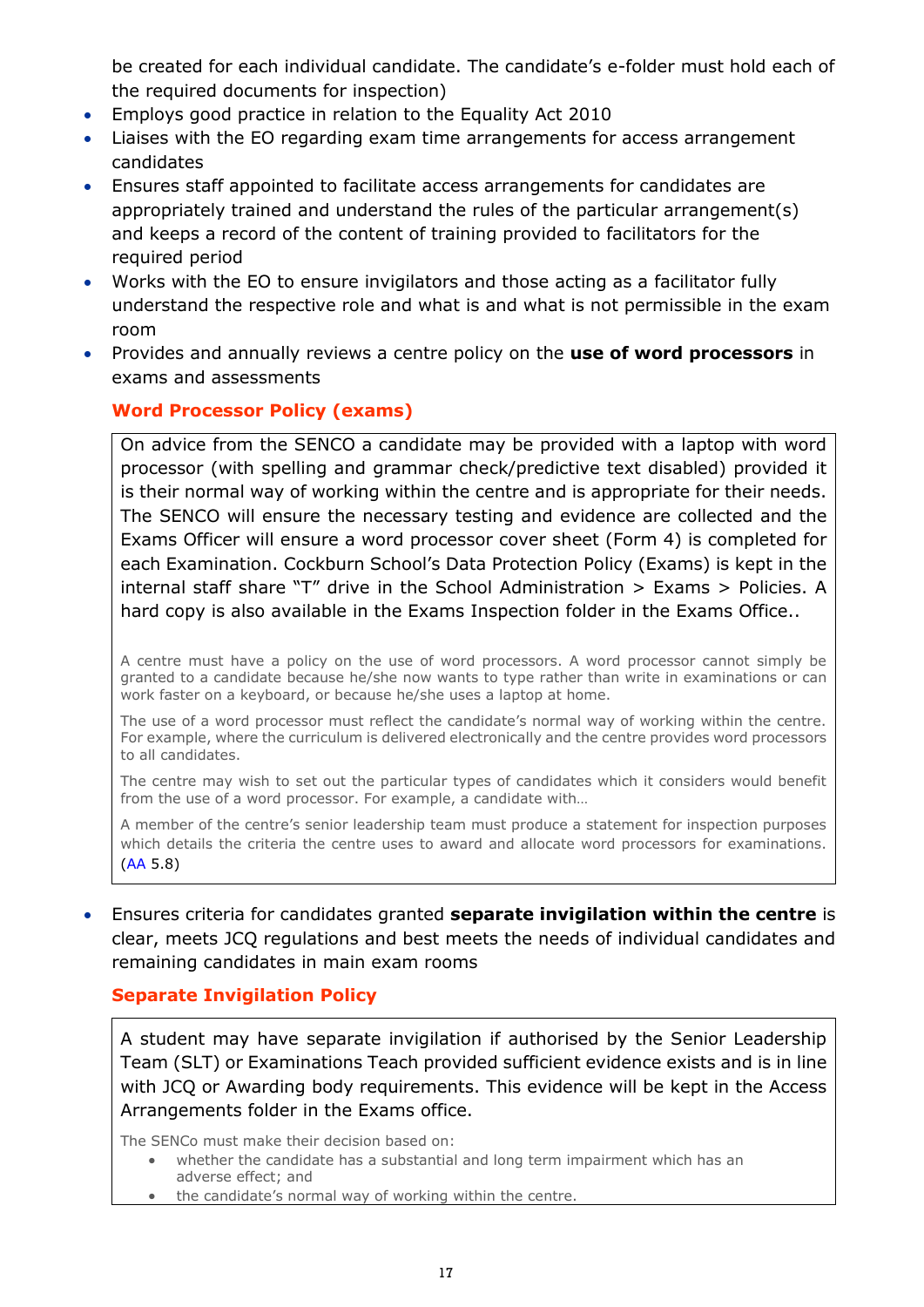be created for each individual candidate. The candidate's e-folder must hold each of the required documents for inspection)

- Employs good practice in relation to the Equality Act 2010
- Liaises with the EO regarding exam time arrangements for access arrangement candidates
- Ensures staff appointed to facilitate access arrangements for candidates are appropriately trained and understand the rules of the particular arrangement(s) and keeps a record of the content of training provided to facilitators for the required period
- Works with the EO to ensure invigilators and those acting as a facilitator fully understand the respective role and what is and what is not permissible in the exam room
- Provides and annually reviews a centre policy on the **use of word processors** in exams and assessments

### Word Processor Policy (exams)

On advice from the SENCO a candidate may be provided with a laptop with word processor (with spelling and grammar check/predictive text disabled) provided it is their normal way of working within the centre and is appropriate for their needs. The SENCO will ensure the necessary testing and evidence are collected and the Exams Officer will ensure a word processor cover sheet (Form 4) is completed for each Examination. Cockburn School's Data Protection Policy (Exams) is kept in the internal staff share "T" drive in the School Administration > Exams > Policies. A hard copy is also available in the Exams Inspection folder in the Exams Office..

A centre must have a policy on the use of word processors. A word processor cannot simply be granted to a candidate because he/she now wants to type rather than write in examinations or can work faster on a keyboard, or because he/she uses a laptop at home.

The use of a word processor must reflect the candidate's normal way of working within the centre. For example, where the curriculum is delivered electronically and the centre provides word processors to all candidates.

The centre may wish to set out the particular types of candidates which it considers would benefit from the use of a word processor. For example, a candidate with…

A member of the centre's senior leadership team must produce a statement for inspection purposes which details the criteria the centre uses to award and allocate word processors for examinations. (AA 5.8)

- Ensures criteria for candidates granted **separate invigilation within the centre** is clear, meets JCQ regulations and best meets the needs of individual candidates and remaining candidates in main exam rooms

### Separate Invigilation Policy

A student may have separate invigilation if authorised by the Senior Leadership Team (SLT) or Examinations Teach provided sufficient evidence exists and is in line with JCQ or Awarding body requirements. This evidence will be kept in the Access Arrangements folder in the Exams office.

The SENCo must make their decision based on:

- whether the candidate has a substantial and long term impairment which has an adverse effect; and
- the candidate's normal way of working within the centre.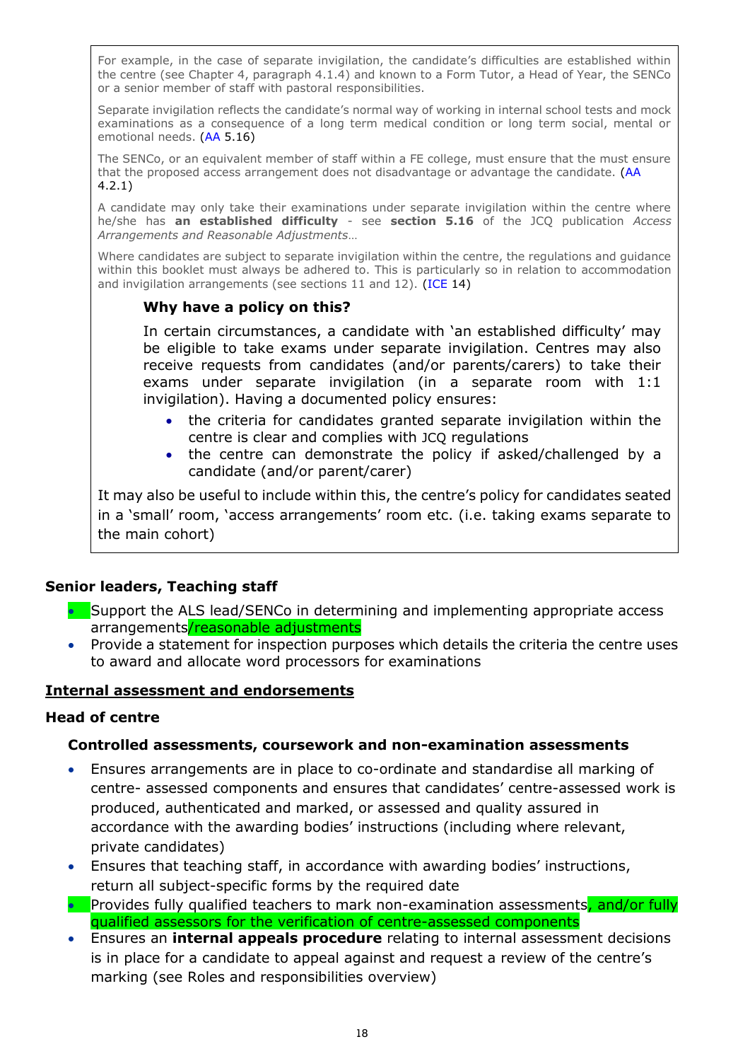For example, in the case of separate invigilation, the candidate's difficulties are established within the centre (see Chapter 4, paragraph 4.1.4) and known to a Form Tutor, a Head of Year, the SENCo or a senior member of staff with pastoral responsibilities.

Separate invigilation reflects the candidate's normal way of working in internal school tests and mock examinations as a consequence of a long term medical condition or long term social, mental or emotional needs. (AA 5.16)

The SENCo, or an equivalent member of staff within a FE college, must ensure that the must ensure that the proposed access arrangement does not disadvantage or advantage the candidate. (AA 4.2.1)

A candidate may only take their examinations under separate invigilation within the centre where he/she has **an established difficulty** - see **section 5.16** of the JCQ publication *Access Arrangements and Reasonable Adjustments*…

Where candidates are subject to separate invigilation within the centre, the regulations and guidance within this booklet must always be adhered to. This is particularly so in relation to accommodation and invigilation arrangements (see sections 11 and 12). (ICE 14)

**Why have a policy on this?**

In certain circumstances, a candidate with 'an established difficulty' may be eligible to take exams under separate invigilation. Centres may also receive requests from candidates (and/or parents/carers) to take their exams under separate invigilation (in a separate room with 1:1 invigilation). Having a documented policy ensures:

- the criteria for candidates granted separate invigilation within the centre is clear and complies with JCQ regulations
- the centre can demonstrate the policy if asked/challenged by a candidate (and/or parent/carer)

It may also be useful to include within this, the centre's policy for candidates seated in a 'small' room, 'access arrangements' room etc. (i.e. taking exams separate to the main cohort)

**Senior leaders, Teaching staff**

- Support the ALS lead/SENCo in determining and implementing appropriate access arrangements/reasonable adjustments
- Provide a statement for inspection purposes which details the criteria the centre uses to award and allocate word processors for examinations

**Internal assessment and endorsements**

**Head of centre**

**Controlled assessments, coursework and non-examination assessments**

- Ensures arrangements are in place to co-ordinate and standardise all marking of centre- assessed components and ensures that candidates' centre-assessed work is produced, authenticated and marked, or assessed and quality assured in accordance with the awarding bodies' instructions (including where relevant, private candidates)
- Ensures that teaching staff, in accordance with awarding bodies' instructions, return all subject-specific forms by the required date
- Provides fully qualified teachers to mark non-examination assessments, and/or fully qualified assessors for the verification of centre-assessed components
- Ensures an **internal appeals procedure** relating to internal assessment decisions is in place for a candidate to appeal against and request a review of the centre's marking (see Roles and responsibilities overview)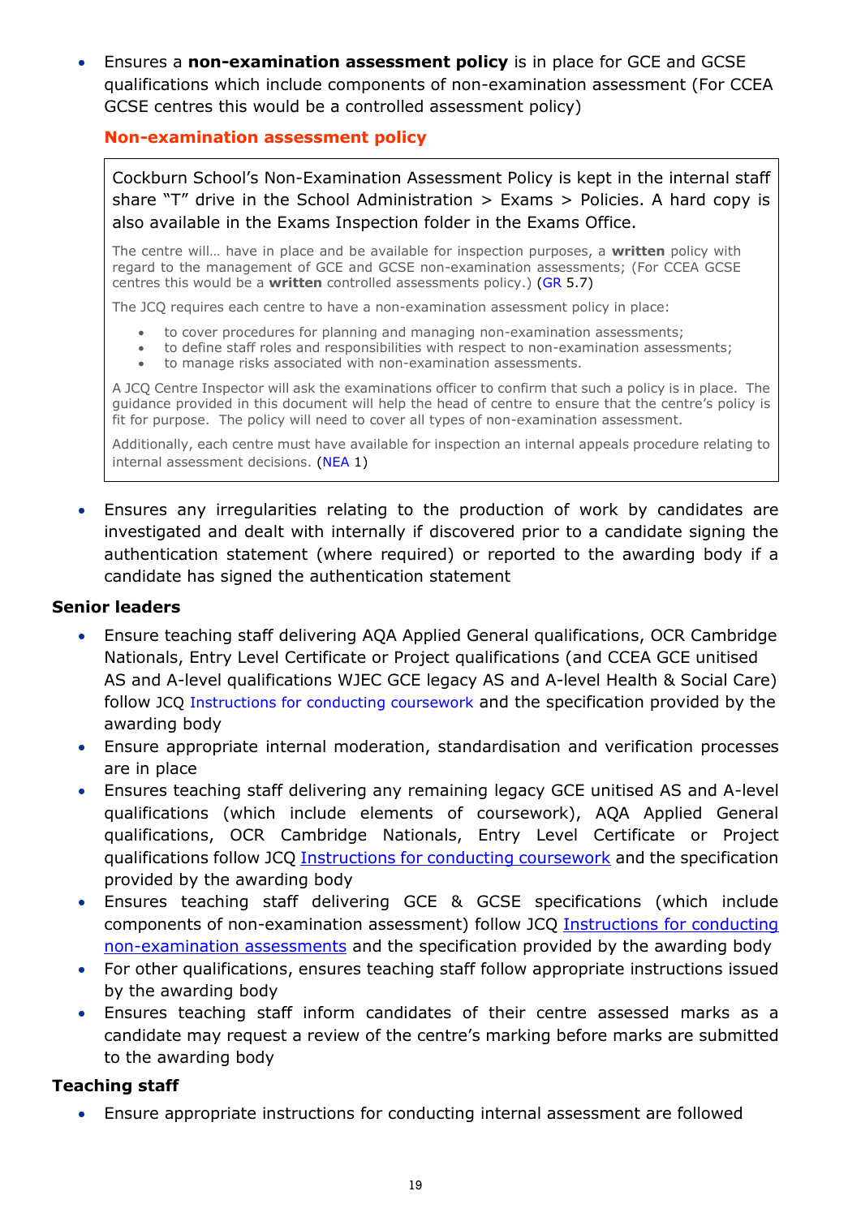- Ensures a **non-examination assessment policy** is in place for GCE and GCSE qualifications which include components of non-examination assessment (For CCEA GCSE centres this would be a controlled assessment policy)

**Non-examination assessment policy**

> Cockburn School's Non-Examination Assessment Policy is kept in the internal staff share "T" drive in the School Administration > Exams > Policies. A hard copy is also available in the Exams Inspection folder in the Exams Office.
>
> The centre will… have in place and be available for inspection purposes, a **written** policy with regard to the management of GCE and GCSE non-examination assessments; (For CCEA GCSE centres this would be a **written** controlled assessments policy.) (GR 5.7)
>
> The JCQ requires each centre to have a non-examination assessment policy in place:
>
> - to cover procedures for planning and managing non-examination assessments;
> - to define staff roles and responsibilities with respect to non-examination assessments;
> - to manage risks associated with non-examination assessments.
>
> A JCQ Centre Inspector will ask the examinations officer to confirm that such a policy is in place. The guidance provided in this document will help the head of centre to ensure that the centre's policy is fit for purpose. The policy will need to cover all types of non-examination assessment.
>
> Additionally, each centre must have available for inspection an internal appeals procedure relating to internal assessment decisions. (NEA 1)

- Ensures any irregularities relating to the production of work by candidates are investigated and dealt with internally if discovered prior to a candidate signing the authentication statement (where required) or reported to the awarding body if a candidate has signed the authentication statement

**Senior leaders**

- Ensure teaching staff delivering AQA Applied General qualifications, OCR Cambridge Nationals, Entry Level Certificate or Project qualifications (and CCEA GCE unitised AS and A-level qualifications WJEC GCE legacy AS and A-level Health & Social Care) follow JCQ Instructions for conducting coursework and the specification provided by the awarding body
- Ensure appropriate internal moderation, standardisation and verification processes are in place
- Ensures teaching staff delivering any remaining legacy GCE unitised AS and A-level qualifications (which include elements of coursework), AQA Applied General qualifications, OCR Cambridge Nationals, Entry Level Certificate or Project qualifications follow JCQ Instructions for conducting coursework and the specification provided by the awarding body
- Ensures teaching staff delivering GCE & GCSE specifications (which include components of non-examination assessment) follow JCQ Instructions for conducting non-examination assessments and the specification provided by the awarding body
- For other qualifications, ensures teaching staff follow appropriate instructions issued by the awarding body
- Ensures teaching staff inform candidates of their centre assessed marks as a candidate may request a review of the centre's marking before marks are submitted to the awarding body

**Teaching staff**

- Ensure appropriate instructions for conducting internal assessment are followed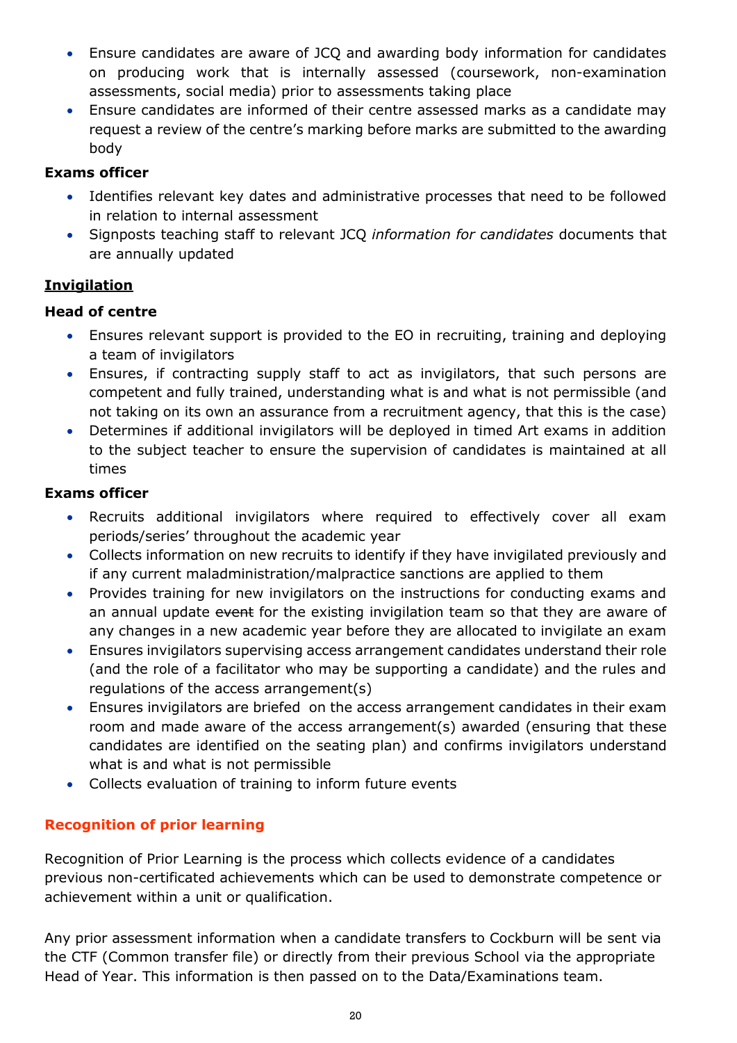- Ensure candidates are aware of JCQ and awarding body information for candidates on producing work that is internally assessed (coursework, non-examination assessments, social media) prior to assessments taking place
- Ensure candidates are informed of their centre assessed marks as a candidate may request a review of the centre's marking before marks are submitted to the awarding body

**Exams officer**

- Identifies relevant key dates and administrative processes that need to be followed in relation to internal assessment
- Signposts teaching staff to relevant JCQ *information for candidates* documents that are annually updated

**Invigilation**

**Head of centre**

- Ensures relevant support is provided to the EO in recruiting, training and deploying a team of invigilators
- Ensures, if contracting supply staff to act as invigilators, that such persons are competent and fully trained, understanding what is and what is not permissible (and not taking on its own an assurance from a recruitment agency, that this is the case)
- Determines if additional invigilators will be deployed in timed Art exams in addition to the subject teacher to ensure the supervision of candidates is maintained at all times

**Exams officer**

- Recruits additional invigilators where required to effectively cover all exam periods/series' throughout the academic year
- Collects information on new recruits to identify if they have invigilated previously and if any current maladministration/malpractice sanctions are applied to them
- Provides training for new invigilators on the instructions for conducting exams and an annual update ~~event~~ for the existing invigilation team so that they are aware of any changes in a new academic year before they are allocated to invigilate an exam
- Ensures invigilators supervising access arrangement candidates understand their role (and the role of a facilitator who may be supporting a candidate) and the rules and regulations of the access arrangement(s)
- Ensures invigilators are briefed on the access arrangement candidates in their exam room and made aware of the access arrangement(s) awarded (ensuring that these candidates are identified on the seating plan) and confirms invigilators understand what is and what is not permissible
- Collects evaluation of training to inform future events

## Recognition of prior learning

Recognition of Prior Learning is the process which collects evidence of a candidates previous non-certificated achievements which can be used to demonstrate competence or achievement within a unit or qualification.

Any prior assessment information when a candidate transfers to Cockburn will be sent via the CTF (Common transfer file) or directly from their previous School via the appropriate Head of Year. This information is then passed on to the Data/Examinations team.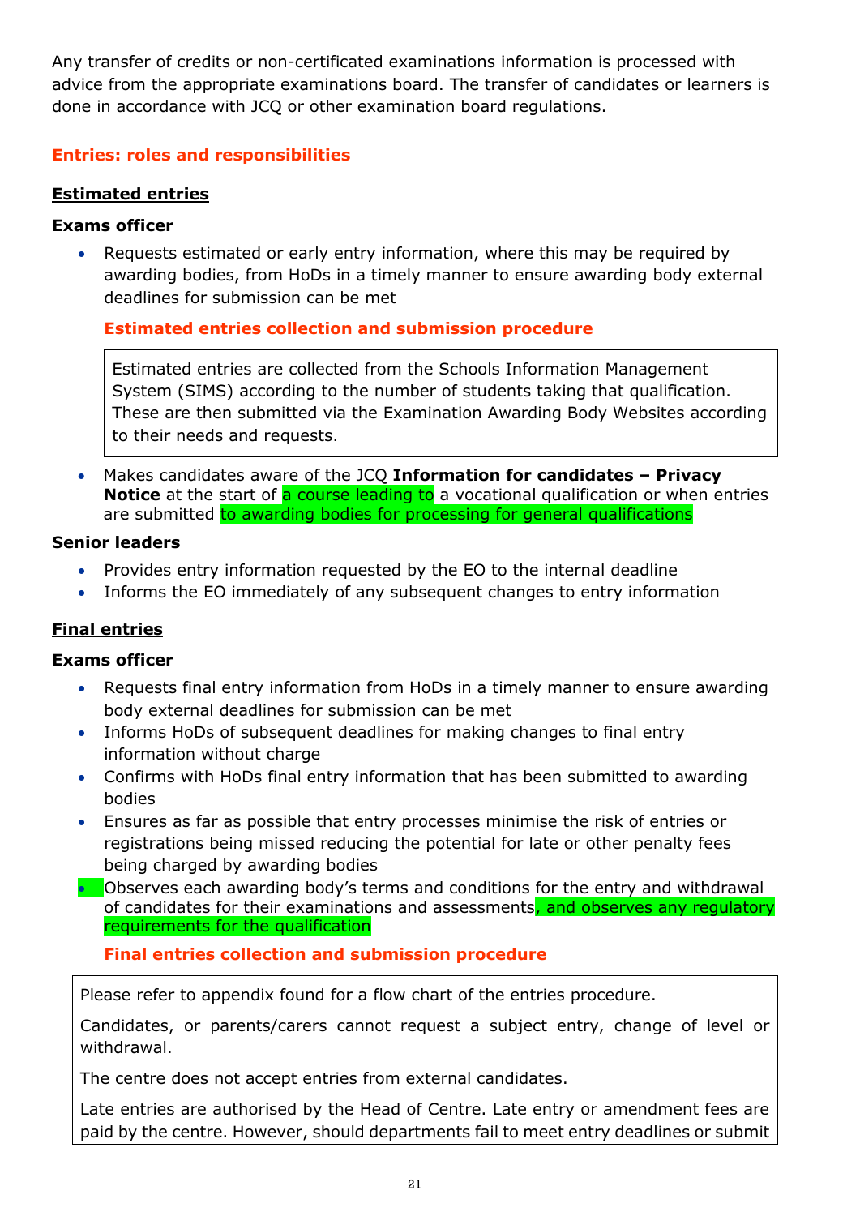Any transfer of credits or non-certificated examinations information is processed with advice from the appropriate examinations board. The transfer of candidates or learners is done in accordance with JCQ or other examination board regulations.

## Entries: roles and responsibilities

### Estimated entries

#### Exams officer

- Requests estimated or early entry information, where this may be required by awarding bodies, from HoDs in a timely manner to ensure awarding body external deadlines for submission can be met

  **Estimated entries collection and submission procedure**

  Estimated entries are collected from the Schools Information Management System (SIMS) according to the number of students taking that qualification. These are then submitted via the Examination Awarding Body Websites according to their needs and requests.

- Makes candidates aware of the JCQ **Information for candidates – Privacy Notice** at the start of a course leading to a vocational qualification or when entries are submitted to awarding bodies for processing for general qualifications

#### Senior leaders

- Provides entry information requested by the EO to the internal deadline
- Informs the EO immediately of any subsequent changes to entry information

### Final entries

#### Exams officer

- Requests final entry information from HoDs in a timely manner to ensure awarding body external deadlines for submission can be met
- Informs HoDs of subsequent deadlines for making changes to final entry information without charge
- Confirms with HoDs final entry information that has been submitted to awarding bodies
- Ensures as far as possible that entry processes minimise the risk of entries or registrations being missed reducing the potential for late or other penalty fees being charged by awarding bodies
- Observes each awarding body's terms and conditions for the entry and withdrawal of candidates for their examinations and assessments, and observes any regulatory requirements for the qualification

  **Final entries collection and submission procedure**

Please refer to appendix found for a flow chart of the entries procedure.

Candidates, or parents/carers cannot request a subject entry, change of level or withdrawal.

The centre does not accept entries from external candidates.

Late entries are authorised by the Head of Centre. Late entry or amendment fees are paid by the centre. However, should departments fail to meet entry deadlines or submit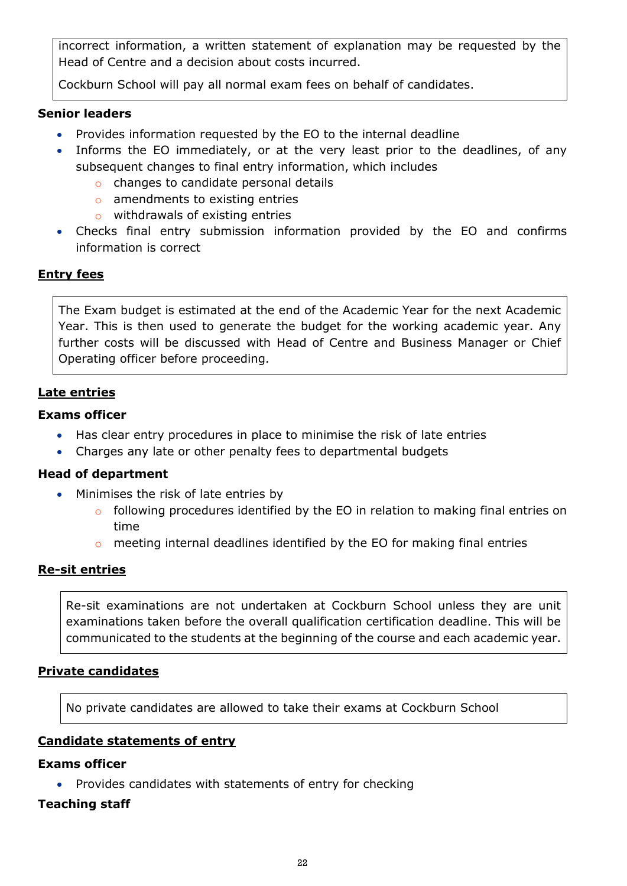incorrect information, a written statement of explanation may be requested by the Head of Centre and a decision about costs incurred.

Cockburn School will pay all normal exam fees on behalf of candidates.

**Senior leaders**

- Provides information requested by the EO to the internal deadline
- Informs the EO immediately, or at the very least prior to the deadlines, of any subsequent changes to final entry information, which includes
  - changes to candidate personal details
  - amendments to existing entries
  - withdrawals of existing entries
- Checks final entry submission information provided by the EO and confirms information is correct

## Entry fees

The Exam budget is estimated at the end of the Academic Year for the next Academic Year. This is then used to generate the budget for the working academic year. Any further costs will be discussed with Head of Centre and Business Manager or Chief Operating officer before proceeding.

## Late entries

**Exams officer**

- Has clear entry procedures in place to minimise the risk of late entries
- Charges any late or other penalty fees to departmental budgets

**Head of department**

- Minimises the risk of late entries by
  - following procedures identified by the EO in relation to making final entries on time
  - meeting internal deadlines identified by the EO for making final entries

## Re-sit entries

Re-sit examinations are not undertaken at Cockburn School unless they are unit examinations taken before the overall qualification certification deadline. This will be communicated to the students at the beginning of the course and each academic year.

## Private candidates

No private candidates are allowed to take their exams at Cockburn School

## Candidate statements of entry

**Exams officer**

- Provides candidates with statements of entry for checking

**Teaching staff**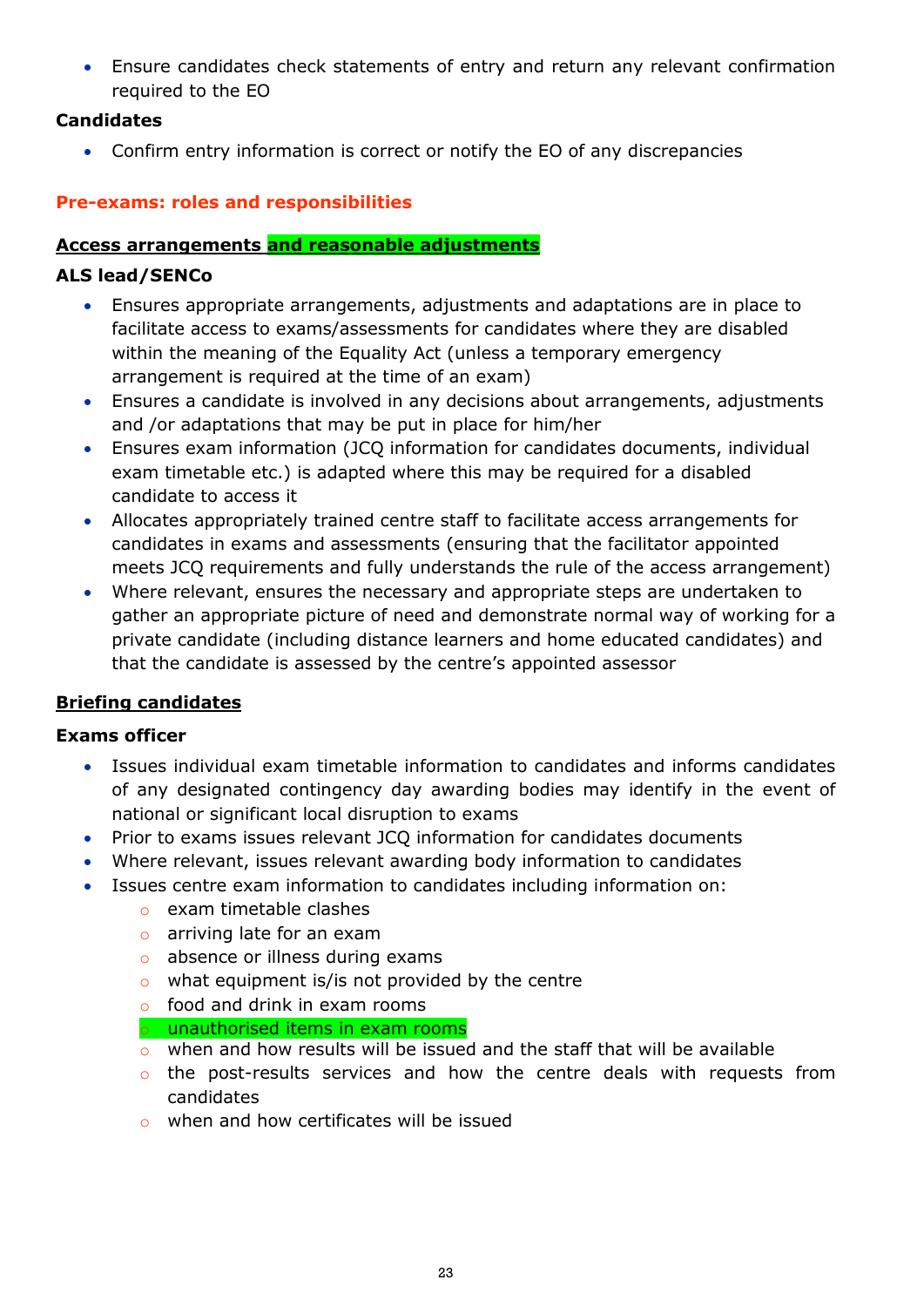- Ensure candidates check statements of entry and return any relevant confirmation required to the EO

**Candidates**

- Confirm entry information is correct or notify the EO of any discrepancies

## Pre-exams: roles and responsibilities

**Access arrangements and reasonable adjustments**

**ALS lead/SENCo**

- Ensures appropriate arrangements, adjustments and adaptations are in place to facilitate access to exams/assessments for candidates where they are disabled within the meaning of the Equality Act (unless a temporary emergency arrangement is required at the time of an exam)
- Ensures a candidate is involved in any decisions about arrangements, adjustments and /or adaptations that may be put in place for him/her
- Ensures exam information (JCQ information for candidates documents, individual exam timetable etc.) is adapted where this may be required for a disabled candidate to access it
- Allocates appropriately trained centre staff to facilitate access arrangements for candidates in exams and assessments (ensuring that the facilitator appointed meets JCQ requirements and fully understands the rule of the access arrangement)
- Where relevant, ensures the necessary and appropriate steps are undertaken to gather an appropriate picture of need and demonstrate normal way of working for a private candidate (including distance learners and home educated candidates) and that the candidate is assessed by the centre's appointed assessor

**Briefing candidates**

**Exams officer**

- Issues individual exam timetable information to candidates and informs candidates of any designated contingency day awarding bodies may identify in the event of national or significant local disruption to exams
- Prior to exams issues relevant JCQ information for candidates documents
- Where relevant, issues relevant awarding body information to candidates
- Issues centre exam information to candidates including information on:
  - exam timetable clashes
  - arriving late for an exam
  - absence or illness during exams
  - what equipment is/is not provided by the centre
  - food and drink in exam rooms
  - unauthorised items in exam rooms
  - when and how results will be issued and the staff that will be available
  - the post-results services and how the centre deals with requests from candidates
  - when and how certificates will be issued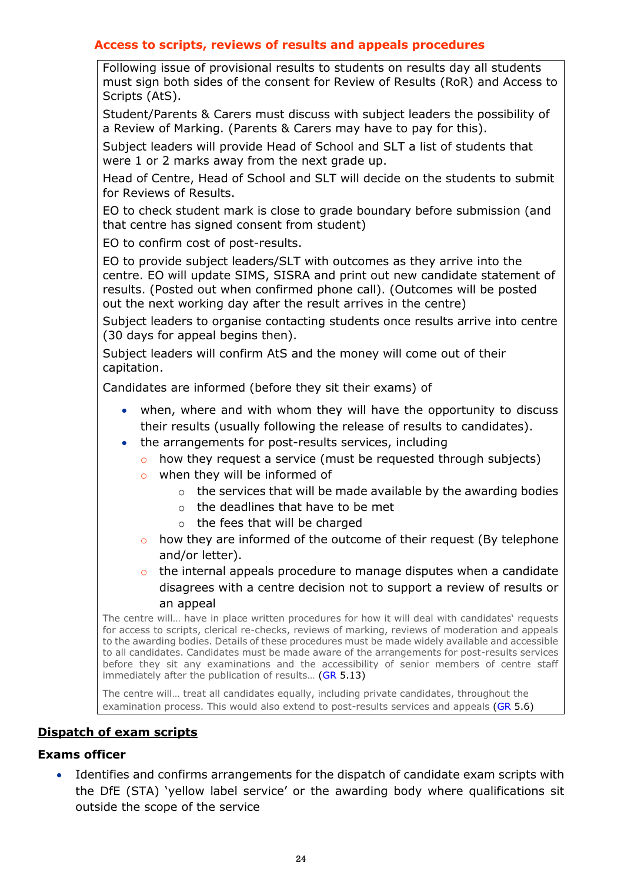### Access to scripts, reviews of results and appeals procedures

Following issue of provisional results to students on results day all students must sign both sides of the consent for Review of Results (RoR) and Access to Scripts (AtS).

Student/Parents & Carers must discuss with subject leaders the possibility of a Review of Marking. (Parents & Carers may have to pay for this).

Subject leaders will provide Head of School and SLT a list of students that were 1 or 2 marks away from the next grade up.

Head of Centre, Head of School and SLT will decide on the students to submit for Reviews of Results.

EO to check student mark is close to grade boundary before submission (and that centre has signed consent from student)

EO to confirm cost of post-results.

EO to provide subject leaders/SLT with outcomes as they arrive into the centre. EO will update SIMS, SISRA and print out new candidate statement of results. (Posted out when confirmed phone call). (Outcomes will be posted out the next working day after the result arrives in the centre)

Subject leaders to organise contacting students once results arrive into centre (30 days for appeal begins then).

Subject leaders will confirm AtS and the money will come out of their capitation.

Candidates are informed (before they sit their exams) of

- when, where and with whom they will have the opportunity to discuss their results (usually following the release of results to candidates).
- the arrangements for post-results services, including
  - how they request a service (must be requested through subjects)
  - when they will be informed of
    - the services that will be made available by the awarding bodies
    - the deadlines that have to be met
    - the fees that will be charged
  - how they are informed of the outcome of their request (By telephone and/or letter).
  - the internal appeals procedure to manage disputes when a candidate disagrees with a centre decision not to support a review of results or an appeal

The centre will… have in place written procedures for how it will deal with candidates' requests for access to scripts, clerical re-checks, reviews of marking, reviews of moderation and appeals to the awarding bodies. Details of these procedures must be made widely available and accessible to all candidates. Candidates must be made aware of the arrangements for post-results services before they sit any examinations and the accessibility of senior members of centre staff immediately after the publication of results… (GR 5.13)

The centre will… treat all candidates equally, including private candidates, throughout the examination process. This would also extend to post-results services and appeals (GR 5.6)

**Dispatch of exam scripts**

**Exams officer**

- Identifies and confirms arrangements for the dispatch of candidate exam scripts with the DfE (STA) 'yellow label service' or the awarding body where qualifications sit outside the scope of the service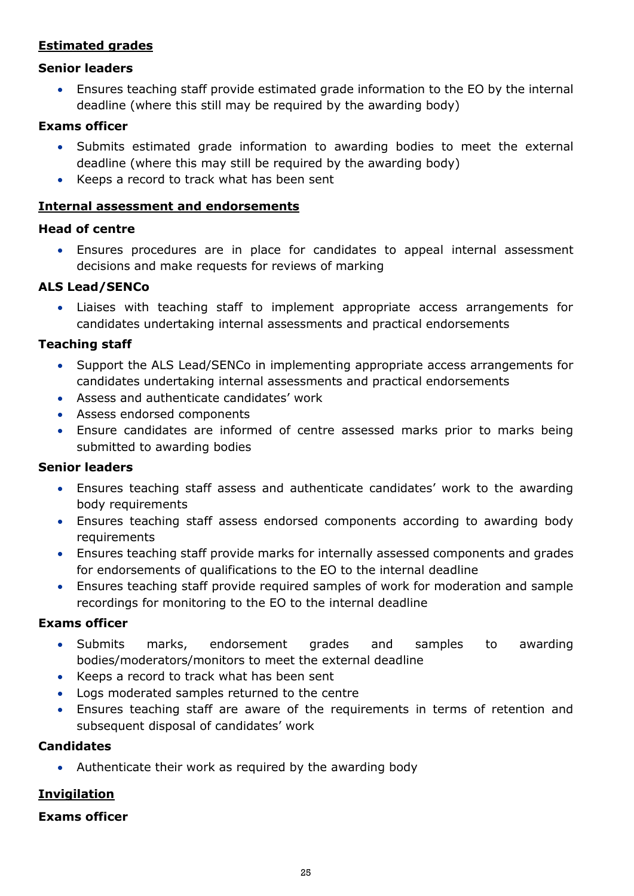**Estimated grades**

**Senior leaders**

- Ensures teaching staff provide estimated grade information to the EO by the internal deadline (where this still may be required by the awarding body)

**Exams officer**

- Submits estimated grade information to awarding bodies to meet the external deadline (where this may still be required by the awarding body)
- Keeps a record to track what has been sent

**Internal assessment and endorsements**

**Head of centre**

- Ensures procedures are in place for candidates to appeal internal assessment decisions and make requests for reviews of marking

**ALS Lead/SENCo**

- Liaises with teaching staff to implement appropriate access arrangements for candidates undertaking internal assessments and practical endorsements

**Teaching staff**

- Support the ALS Lead/SENCo in implementing appropriate access arrangements for candidates undertaking internal assessments and practical endorsements
- Assess and authenticate candidates' work
- Assess endorsed components
- Ensure candidates are informed of centre assessed marks prior to marks being submitted to awarding bodies

**Senior leaders**

- Ensures teaching staff assess and authenticate candidates' work to the awarding body requirements
- Ensures teaching staff assess endorsed components according to awarding body requirements
- Ensures teaching staff provide marks for internally assessed components and grades for endorsements of qualifications to the EO to the internal deadline
- Ensures teaching staff provide required samples of work for moderation and sample recordings for monitoring to the EO to the internal deadline

**Exams officer**

- Submits marks, endorsement grades and samples to awarding bodies/moderators/monitors to meet the external deadline
- Keeps a record to track what has been sent
- Logs moderated samples returned to the centre
- Ensures teaching staff are aware of the requirements in terms of retention and subsequent disposal of candidates' work

**Candidates**

- Authenticate their work as required by the awarding body

**Invigilation**

**Exams officer**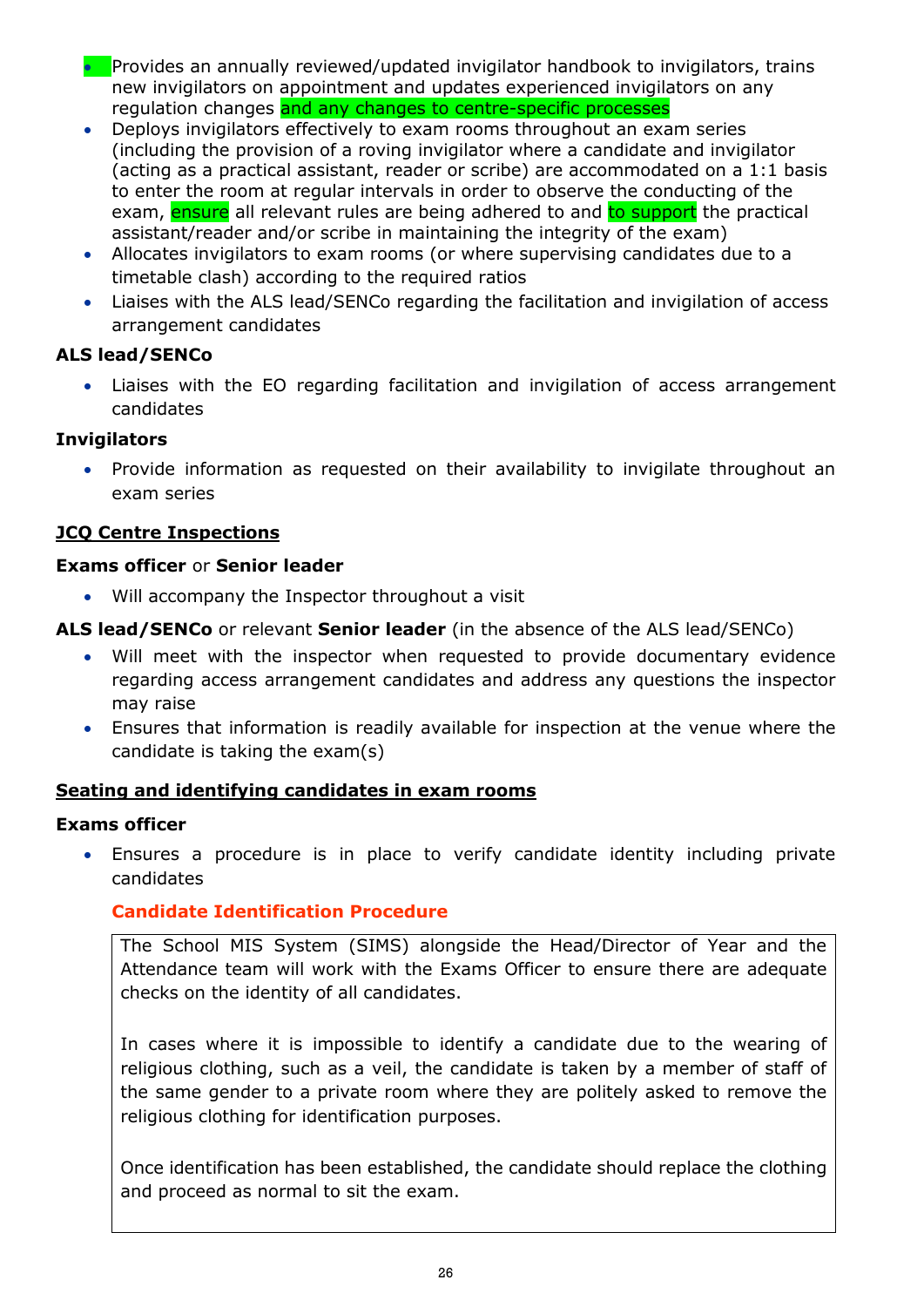- Provides an annually reviewed/updated invigilator handbook to invigilators, trains new invigilators on appointment and updates experienced invigilators on any regulation changes and any changes to centre-specific processes
- Deploys invigilators effectively to exam rooms throughout an exam series (including the provision of a roving invigilator where a candidate and invigilator (acting as a practical assistant, reader or scribe) are accommodated on a 1:1 basis to enter the room at regular intervals in order to observe the conducting of the exam, ensure all relevant rules are being adhered to and to support the practical assistant/reader and/or scribe in maintaining the integrity of the exam)
- Allocates invigilators to exam rooms (or where supervising candidates due to a timetable clash) according to the required ratios
- Liaises with the ALS lead/SENCo regarding the facilitation and invigilation of access arrangement candidates

**ALS lead/SENCo**

- Liaises with the EO regarding facilitation and invigilation of access arrangement candidates

**Invigilators**

- Provide information as requested on their availability to invigilate throughout an exam series

## JCQ Centre Inspections

**Exams officer** or **Senior leader**

- Will accompany the Inspector throughout a visit

**ALS lead/SENCo** or relevant **Senior leader** (in the absence of the ALS lead/SENCo)

- Will meet with the inspector when requested to provide documentary evidence regarding access arrangement candidates and address any questions the inspector may raise
- Ensures that information is readily available for inspection at the venue where the candidate is taking the exam(s)

## Seating and identifying candidates in exam rooms

**Exams officer**

- Ensures a procedure is in place to verify candidate identity including private candidates

**Candidate Identification Procedure**

The School MIS System (SIMS) alongside the Head/Director of Year and the Attendance team will work with the Exams Officer to ensure there are adequate checks on the identity of all candidates.

In cases where it is impossible to identify a candidate due to the wearing of religious clothing, such as a veil, the candidate is taken by a member of staff of the same gender to a private room where they are politely asked to remove the religious clothing for identification purposes.

Once identification has been established, the candidate should replace the clothing and proceed as normal to sit the exam.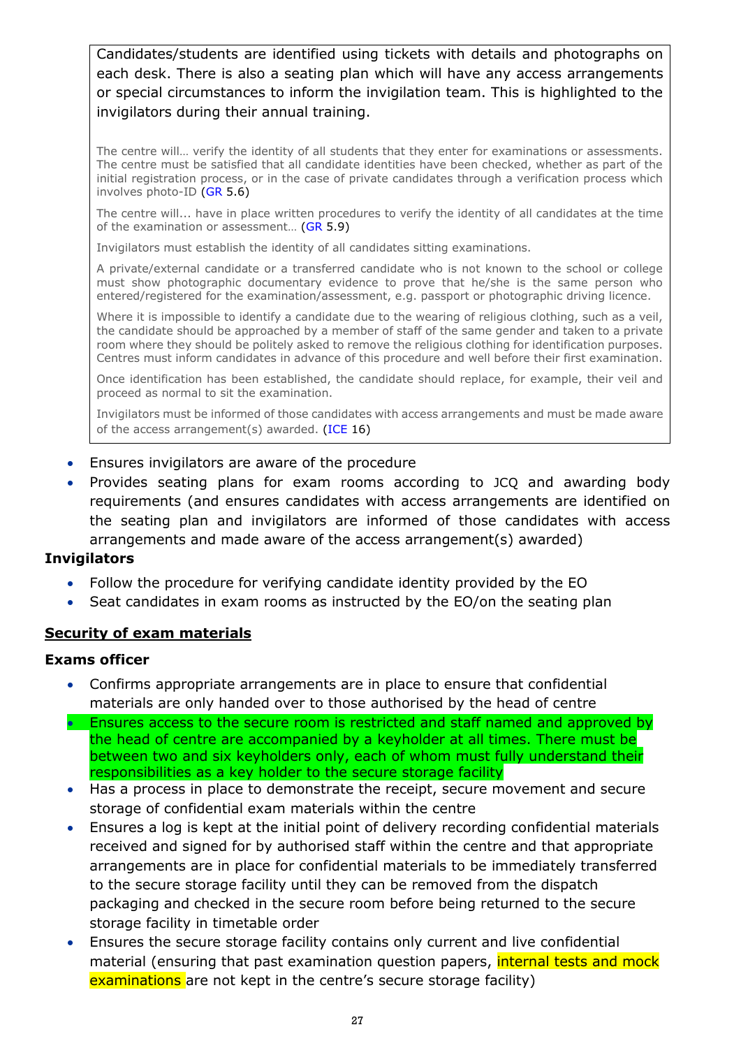Candidates/students are identified using tickets with details and photographs on each desk. There is also a seating plan which will have any access arrangements or special circumstances to inform the invigilation team. This is highlighted to the invigilators during their annual training.

The centre will… verify the identity of all students that they enter for examinations or assessments. The centre must be satisfied that all candidate identities have been checked, whether as part of the initial registration process, or in the case of private candidates through a verification process which involves photo-ID (GR 5.6)

The centre will... have in place written procedures to verify the identity of all candidates at the time of the examination or assessment… (GR 5.9)

Invigilators must establish the identity of all candidates sitting examinations.

A private/external candidate or a transferred candidate who is not known to the school or college must show photographic documentary evidence to prove that he/she is the same person who entered/registered for the examination/assessment, e.g. passport or photographic driving licence.

Where it is impossible to identify a candidate due to the wearing of religious clothing, such as a veil, the candidate should be approached by a member of staff of the same gender and taken to a private room where they should be politely asked to remove the religious clothing for identification purposes. Centres must inform candidates in advance of this procedure and well before their first examination.

Once identification has been established, the candidate should replace, for example, their veil and proceed as normal to sit the examination.

Invigilators must be informed of those candidates with access arrangements and must be made aware of the access arrangement(s) awarded. (ICE 16)

- Ensures invigilators are aware of the procedure
- Provides seating plans for exam rooms according to JCQ and awarding body requirements (and ensures candidates with access arrangements are identified on the seating plan and invigilators are informed of those candidates with access arrangements and made aware of the access arrangement(s) awarded)

**Invigilators**

- Follow the procedure for verifying candidate identity provided by the EO
- Seat candidates in exam rooms as instructed by the EO/on the seating plan

**Security of exam materials**

**Exams officer**

- Confirms appropriate arrangements are in place to ensure that confidential materials are only handed over to those authorised by the head of centre
- Ensures access to the secure room is restricted and staff named and approved by the head of centre are accompanied by a keyholder at all times. There must be between two and six keyholders only, each of whom must fully understand their responsibilities as a key holder to the secure storage facility
- Has a process in place to demonstrate the receipt, secure movement and secure storage of confidential exam materials within the centre
- Ensures a log is kept at the initial point of delivery recording confidential materials received and signed for by authorised staff within the centre and that appropriate arrangements are in place for confidential materials to be immediately transferred to the secure storage facility until they can be removed from the dispatch packaging and checked in the secure room before being returned to the secure storage facility in timetable order
- Ensures the secure storage facility contains only current and live confidential material (ensuring that past examination question papers, internal tests and mock examinations are not kept in the centre's secure storage facility)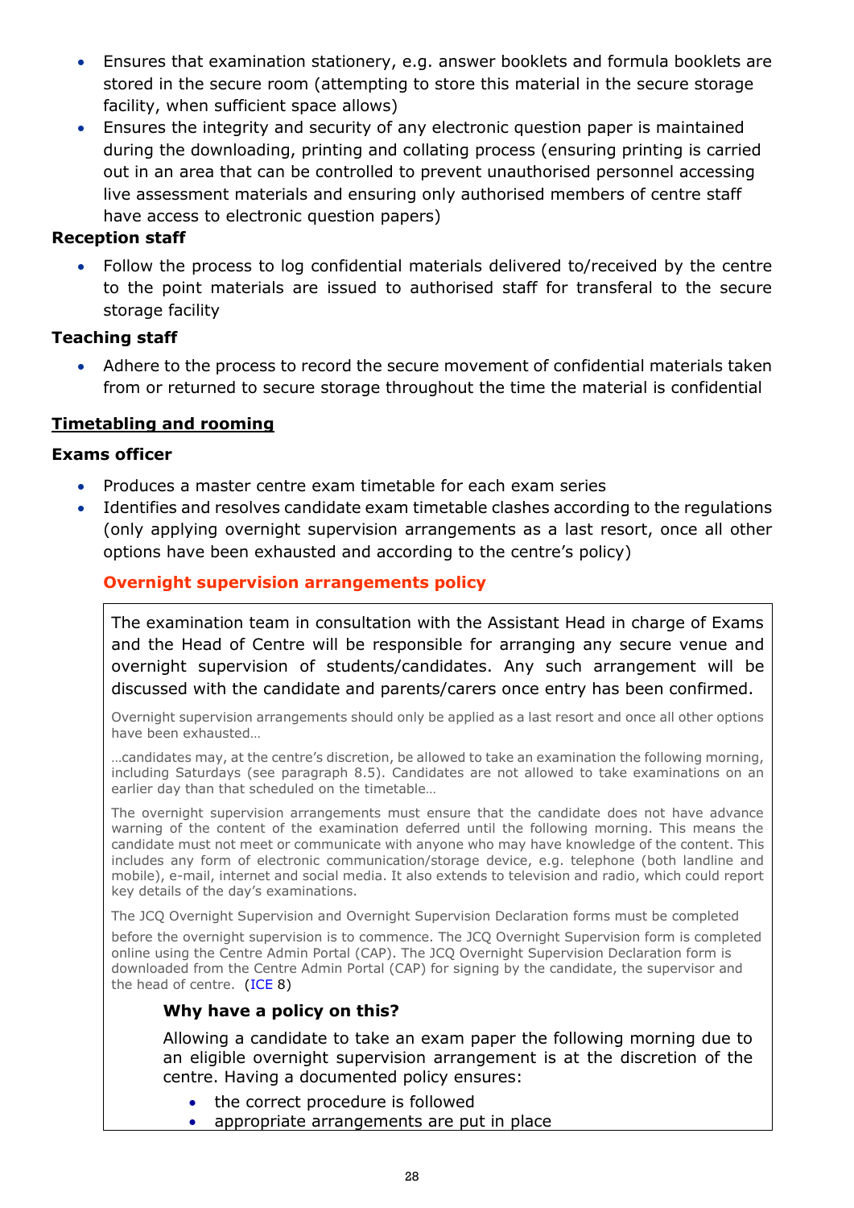- Ensures that examination stationery, e.g. answer booklets and formula booklets are stored in the secure room (attempting to store this material in the secure storage facility, when sufficient space allows)
- Ensures the integrity and security of any electronic question paper is maintained during the downloading, printing and collating process (ensuring printing is carried out in an area that can be controlled to prevent unauthorised personnel accessing live assessment materials and ensuring only authorised members of centre staff have access to electronic question papers)

**Reception staff**

- Follow the process to log confidential materials delivered to/received by the centre to the point materials are issued to authorised staff for transferal to the secure storage facility

**Teaching staff**

- Adhere to the process to record the secure movement of confidential materials taken from or returned to secure storage throughout the time the material is confidential

## Timetabling and rooming

**Exams officer**

- Produces a master centre exam timetable for each exam series
- Identifies and resolves candidate exam timetable clashes according to the regulations (only applying overnight supervision arrangements as a last resort, once all other options have been exhausted and according to the centre's policy)

**Overnight supervision arrangements policy**

The examination team in consultation with the Assistant Head in charge of Exams and the Head of Centre will be responsible for arranging any secure venue and overnight supervision of students/candidates. Any such arrangement will be discussed with the candidate and parents/carers once entry has been confirmed.

Overnight supervision arrangements should only be applied as a last resort and once all other options have been exhausted…

…candidates may, at the centre's discretion, be allowed to take an examination the following morning, including Saturdays (see paragraph 8.5). Candidates are not allowed to take examinations on an earlier day than that scheduled on the timetable…

The overnight supervision arrangements must ensure that the candidate does not have advance warning of the content of the examination deferred until the following morning. This means the candidate must not meet or communicate with anyone who may have knowledge of the content. This includes any form of electronic communication/storage device, e.g. telephone (both landline and mobile), e-mail, internet and social media. It also extends to television and radio, which could report key details of the day's examinations.

The JCQ Overnight Supervision and Overnight Supervision Declaration forms must be completed before the overnight supervision is to commence. The JCQ Overnight Supervision form is completed online using the Centre Admin Portal (CAP). The JCQ Overnight Supervision Declaration form is downloaded from the Centre Admin Portal (CAP) for signing by the candidate, the supervisor and the head of centre. (ICE 8)

**Why have a policy on this?**

Allowing a candidate to take an exam paper the following morning due to an eligible overnight supervision arrangement is at the discretion of the centre. Having a documented policy ensures:

- the correct procedure is followed
- appropriate arrangements are put in place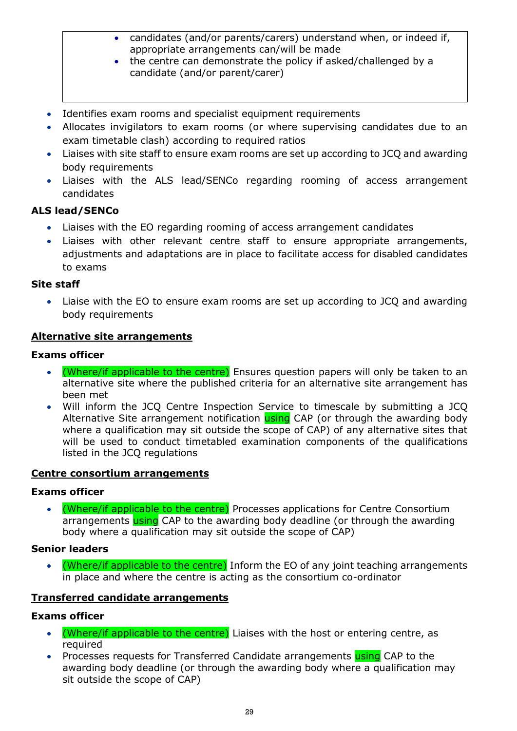- candidates (and/or parents/carers) understand when, or indeed if, appropriate arrangements can/will be made
- the centre can demonstrate the policy if asked/challenged by a candidate (and/or parent/carer)

- Identifies exam rooms and specialist equipment requirements
- Allocates invigilators to exam rooms (or where supervising candidates due to an exam timetable clash) according to required ratios
- Liaises with site staff to ensure exam rooms are set up according to JCQ and awarding body requirements
- Liaises with the ALS lead/SENCo regarding rooming of access arrangement candidates

**ALS lead/SENCo**

- Liaises with the EO regarding rooming of access arrangement candidates
- Liaises with other relevant centre staff to ensure appropriate arrangements, adjustments and adaptations are in place to facilitate access for disabled candidates to exams

**Site staff**

- Liaise with the EO to ensure exam rooms are set up according to JCQ and awarding body requirements

**Alternative site arrangements**

**Exams officer**

- (Where/if applicable to the centre) Ensures question papers will only be taken to an alternative site where the published criteria for an alternative site arrangement has been met
- Will inform the JCQ Centre Inspection Service to timescale by submitting a JCQ Alternative Site arrangement notification using CAP (or through the awarding body where a qualification may sit outside the scope of CAP) of any alternative sites that will be used to conduct timetabled examination components of the qualifications listed in the JCQ regulations

**Centre consortium arrangements**

**Exams officer**

- (Where/if applicable to the centre) Processes applications for Centre Consortium arrangements using CAP to the awarding body deadline (or through the awarding body where a qualification may sit outside the scope of CAP)

**Senior leaders**

- (Where/if applicable to the centre) Inform the EO of any joint teaching arrangements in place and where the centre is acting as the consortium co-ordinator

**Transferred candidate arrangements**

**Exams officer**

- (Where/if applicable to the centre) Liaises with the host or entering centre, as required
- Processes requests for Transferred Candidate arrangements using CAP to the awarding body deadline (or through the awarding body where a qualification may sit outside the scope of CAP)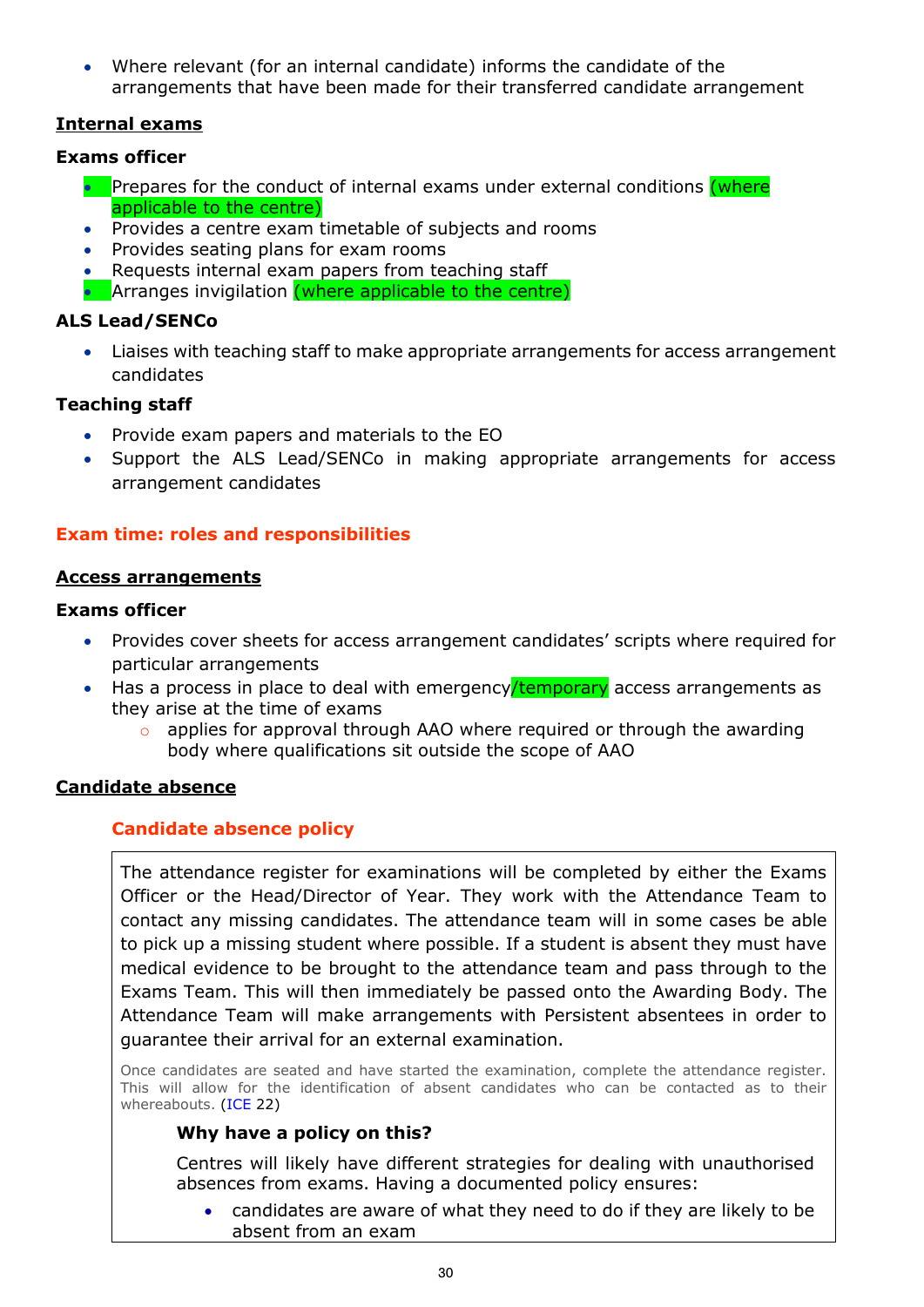- Where relevant (for an internal candidate) informs the candidate of the arrangements that have been made for their transferred candidate arrangement

**Internal exams**

**Exams officer**

- Prepares for the conduct of internal exams under external conditions (where applicable to the centre)
- Provides a centre exam timetable of subjects and rooms
- Provides seating plans for exam rooms
- Requests internal exam papers from teaching staff
- Arranges invigilation (where applicable to the centre)

**ALS Lead/SENCo**

- Liaises with teaching staff to make appropriate arrangements for access arrangement candidates

**Teaching staff**

- Provide exam papers and materials to the EO
- Support the ALS Lead/SENCo in making appropriate arrangements for access arrangement candidates

## Exam time: roles and responsibilities

**Access arrangements**

**Exams officer**

- Provides cover sheets for access arrangement candidates' scripts where required for particular arrangements
- Has a process in place to deal with emergency/temporary access arrangements as they arise at the time of exams
  - applies for approval through AAO where required or through the awarding body where qualifications sit outside the scope of AAO

**Candidate absence**

### Candidate absence policy

The attendance register for examinations will be completed by either the Exams Officer or the Head/Director of Year. They work with the Attendance Team to contact any missing candidates. The attendance team will in some cases be able to pick up a missing student where possible. If a student is absent they must have medical evidence to be brought to the attendance team and pass through to the Exams Team. This will then immediately be passed onto the Awarding Body. The Attendance Team will make arrangements with Persistent absentees in order to guarantee their arrival for an external examination.

Once candidates are seated and have started the examination, complete the attendance register. This will allow for the identification of absent candidates who can be contacted as to their whereabouts. (ICE 22)

**Why have a policy on this?**

Centres will likely have different strategies for dealing with unauthorised absences from exams. Having a documented policy ensures:

- candidates are aware of what they need to do if they are likely to be absent from an exam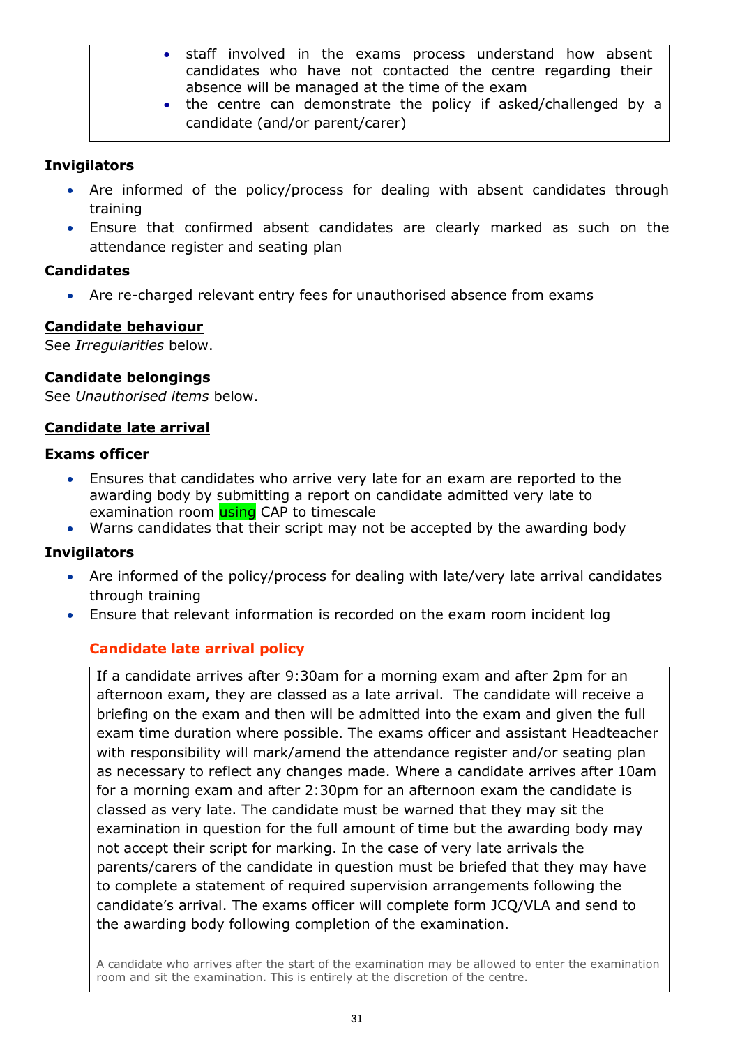- staff involved in the exams process understand how absent candidates who have not contacted the centre regarding their absence will be managed at the time of the exam
- the centre can demonstrate the policy if asked/challenged by a candidate (and/or parent/carer)

**Invigilators**

- Are informed of the policy/process for dealing with absent candidates through training
- Ensure that confirmed absent candidates are clearly marked as such on the attendance register and seating plan

**Candidates**

- Are re-charged relevant entry fees for unauthorised absence from exams

## Candidate behaviour

See *Irregularities* below.

## Candidate belongings

See *Unauthorised items* below.

## Candidate late arrival

**Exams officer**

- Ensures that candidates who arrive very late for an exam are reported to the awarding body by submitting a report on candidate admitted very late to examination room using CAP to timescale
- Warns candidates that their script may not be accepted by the awarding body

**Invigilators**

- Are informed of the policy/process for dealing with late/very late arrival candidates through training
- Ensure that relevant information is recorded on the exam room incident log

### Candidate late arrival policy

If a candidate arrives after 9:30am for a morning exam and after 2pm for an afternoon exam, they are classed as a late arrival. The candidate will receive a briefing on the exam and then will be admitted into the exam and given the full exam time duration where possible. The exams officer and assistant Headteacher with responsibility will mark/amend the attendance register and/or seating plan as necessary to reflect any changes made. Where a candidate arrives after 10am for a morning exam and after 2:30pm for an afternoon exam the candidate is classed as very late. The candidate must be warned that they may sit the examination in question for the full amount of time but the awarding body may not accept their script for marking. In the case of very late arrivals the parents/carers of the candidate in question must be briefed that they may have to complete a statement of required supervision arrangements following the candidate's arrival. The exams officer will complete form JCQ/VLA and send to the awarding body following completion of the examination.

A candidate who arrives after the start of the examination may be allowed to enter the examination room and sit the examination. This is entirely at the discretion of the centre.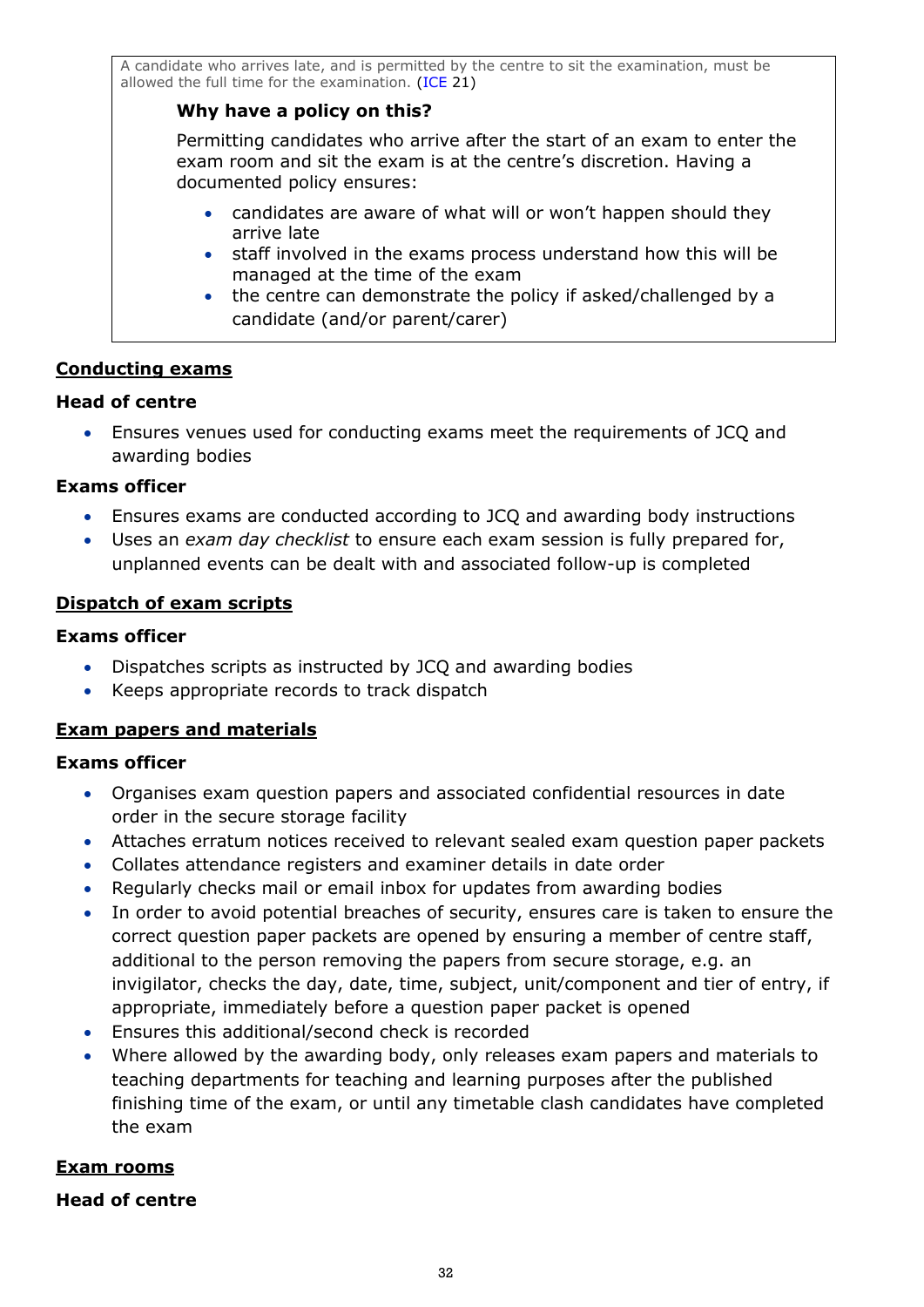A candidate who arrives late, and is permitted by the centre to sit the examination, must be allowed the full time for the examination. (ICE 21)

**Why have a policy on this?**

Permitting candidates who arrive after the start of an exam to enter the exam room and sit the exam is at the centre's discretion. Having a documented policy ensures:

- candidates are aware of what will or won't happen should they arrive late
- staff involved in the exams process understand how this will be managed at the time of the exam
- the centre can demonstrate the policy if asked/challenged by a candidate (and/or parent/carer)

## Conducting exams

**Head of centre**

- Ensures venues used for conducting exams meet the requirements of JCQ and awarding bodies

**Exams officer**

- Ensures exams are conducted according to JCQ and awarding body instructions
- Uses an *exam day checklist* to ensure each exam session is fully prepared for, unplanned events can be dealt with and associated follow-up is completed

## Dispatch of exam scripts

**Exams officer**

- Dispatches scripts as instructed by JCQ and awarding bodies
- Keeps appropriate records to track dispatch

## Exam papers and materials

**Exams officer**

- Organises exam question papers and associated confidential resources in date order in the secure storage facility
- Attaches erratum notices received to relevant sealed exam question paper packets
- Collates attendance registers and examiner details in date order
- Regularly checks mail or email inbox for updates from awarding bodies
- In order to avoid potential breaches of security, ensures care is taken to ensure the correct question paper packets are opened by ensuring a member of centre staff, additional to the person removing the papers from secure storage, e.g. an invigilator, checks the day, date, time, subject, unit/component and tier of entry, if appropriate, immediately before a question paper packet is opened
- Ensures this additional/second check is recorded
- Where allowed by the awarding body, only releases exam papers and materials to teaching departments for teaching and learning purposes after the published finishing time of the exam, or until any timetable clash candidates have completed the exam

## Exam rooms

**Head of centre**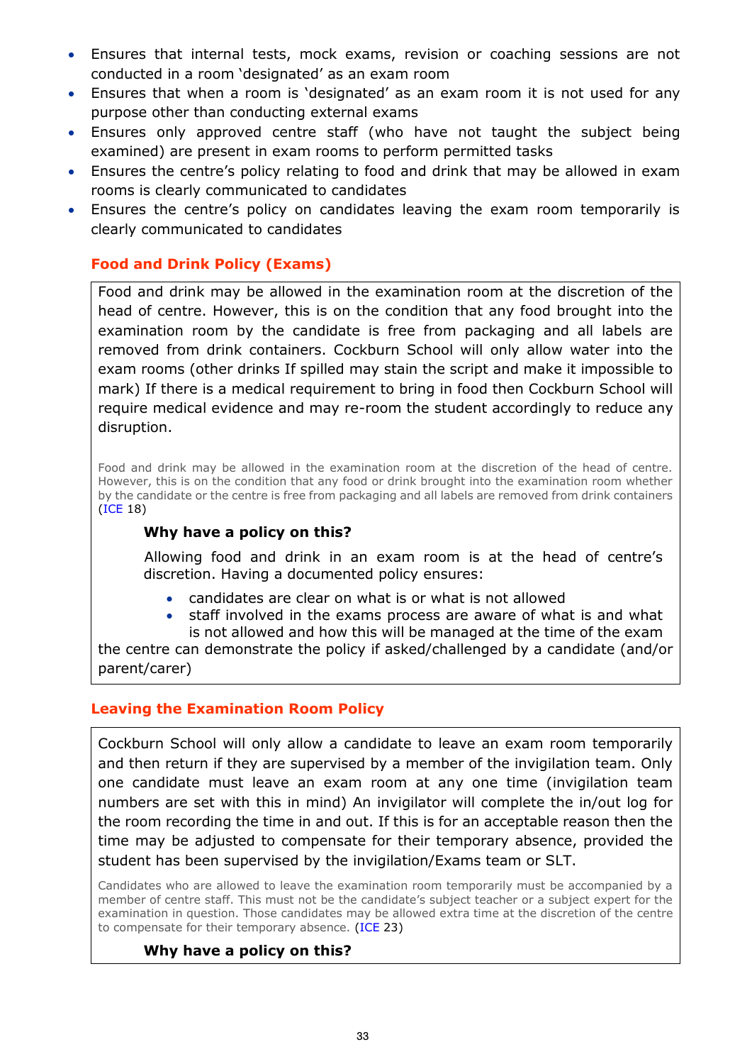- Ensures that internal tests, mock exams, revision or coaching sessions are not conducted in a room 'designated' as an exam room
- Ensures that when a room is 'designated' as an exam room it is not used for any purpose other than conducting external exams
- Ensures only approved centre staff (who have not taught the subject being examined) are present in exam rooms to perform permitted tasks
- Ensures the centre's policy relating to food and drink that may be allowed in exam rooms is clearly communicated to candidates
- Ensures the centre's policy on candidates leaving the exam room temporarily is clearly communicated to candidates

## Food and Drink Policy (Exams)

Food and drink may be allowed in the examination room at the discretion of the head of centre. However, this is on the condition that any food brought into the examination room by the candidate is free from packaging and all labels are removed from drink containers. Cockburn School will only allow water into the exam rooms (other drinks If spilled may stain the script and make it impossible to mark) If there is a medical requirement to bring in food then Cockburn School will require medical evidence and may re-room the student accordingly to reduce any disruption.

Food and drink may be allowed in the examination room at the discretion of the head of centre. However, this is on the condition that any food or drink brought into the examination room whether by the candidate or the centre is free from packaging and all labels are removed from drink containers (ICE 18)

**Why have a policy on this?**

Allowing food and drink in an exam room is at the head of centre's discretion. Having a documented policy ensures:

- candidates are clear on what is or what is not allowed
- staff involved in the exams process are aware of what is and what is not allowed and how this will be managed at the time of the exam

the centre can demonstrate the policy if asked/challenged by a candidate (and/or parent/carer)

## Leaving the Examination Room Policy

Cockburn School will only allow a candidate to leave an exam room temporarily and then return if they are supervised by a member of the invigilation team. Only one candidate must leave an exam room at any one time (invigilation team numbers are set with this in mind) An invigilator will complete the in/out log for the room recording the time in and out. If this is for an acceptable reason then the time may be adjusted to compensate for their temporary absence, provided the student has been supervised by the invigilation/Exams team or SLT.

Candidates who are allowed to leave the examination room temporarily must be accompanied by a member of centre staff. This must not be the candidate's subject teacher or a subject expert for the examination in question. Those candidates may be allowed extra time at the discretion of the centre to compensate for their temporary absence. (ICE 23)

**Why have a policy on this?**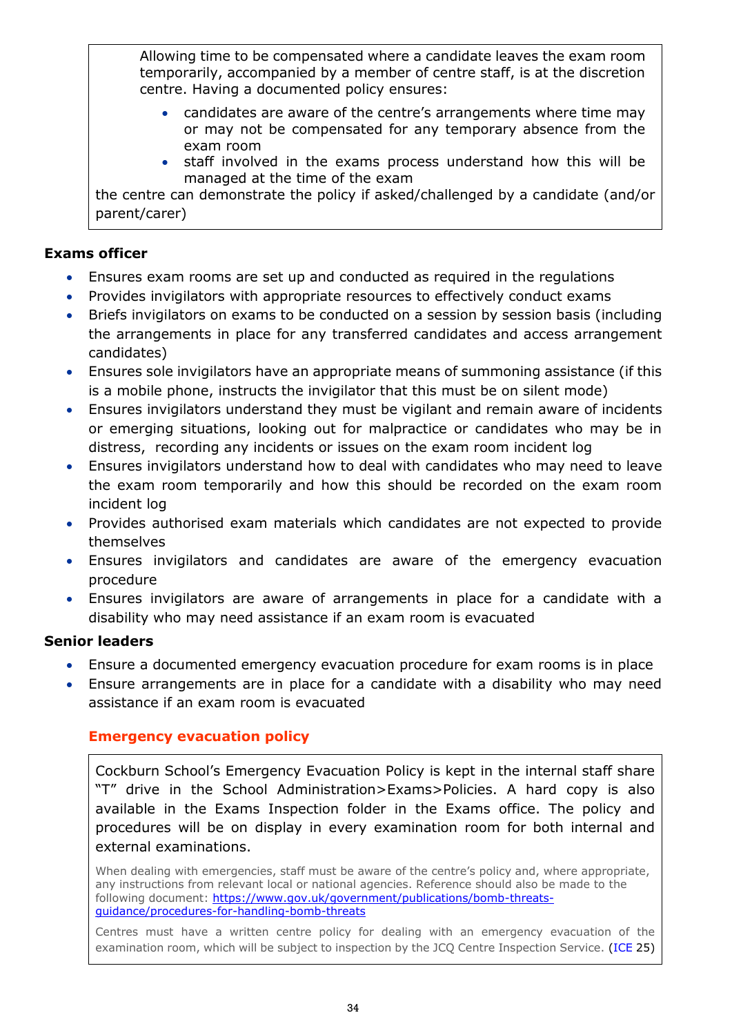Allowing time to be compensated where a candidate leaves the exam room temporarily, accompanied by a member of centre staff, is at the discretion centre. Having a documented policy ensures:

- candidates are aware of the centre's arrangements where time may or may not be compensated for any temporary absence from the exam room
- staff involved in the exams process understand how this will be managed at the time of the exam

the centre can demonstrate the policy if asked/challenged by a candidate (and/or parent/carer)

**Exams officer**

- Ensures exam rooms are set up and conducted as required in the regulations
- Provides invigilators with appropriate resources to effectively conduct exams
- Briefs invigilators on exams to be conducted on a session by session basis (including the arrangements in place for any transferred candidates and access arrangement candidates)
- Ensures sole invigilators have an appropriate means of summoning assistance (if this is a mobile phone, instructs the invigilator that this must be on silent mode)
- Ensures invigilators understand they must be vigilant and remain aware of incidents or emerging situations, looking out for malpractice or candidates who may be in distress, recording any incidents or issues on the exam room incident log
- Ensures invigilators understand how to deal with candidates who may need to leave the exam room temporarily and how this should be recorded on the exam room incident log
- Provides authorised exam materials which candidates are not expected to provide themselves
- Ensures invigilators and candidates are aware of the emergency evacuation procedure
- Ensures invigilators are aware of arrangements in place for a candidate with a disability who may need assistance if an exam room is evacuated

**Senior leaders**

- Ensure a documented emergency evacuation procedure for exam rooms is in place
- Ensure arrangements are in place for a candidate with a disability who may need assistance if an exam room is evacuated

### Emergency evacuation policy

Cockburn School's Emergency Evacuation Policy is kept in the internal staff share "T" drive in the School Administration>Exams>Policies. A hard copy is also available in the Exams Inspection folder in the Exams office. The policy and procedures will be on display in every examination room for both internal and external examinations.

When dealing with emergencies, staff must be aware of the centre's policy and, where appropriate, any instructions from relevant local or national agencies. Reference should also be made to the following document: https://www.gov.uk/government/publications/bomb-threats-guidance/procedures-for-handling-bomb-threats

Centres must have a written centre policy for dealing with an emergency evacuation of the examination room, which will be subject to inspection by the JCQ Centre Inspection Service. (ICE 25)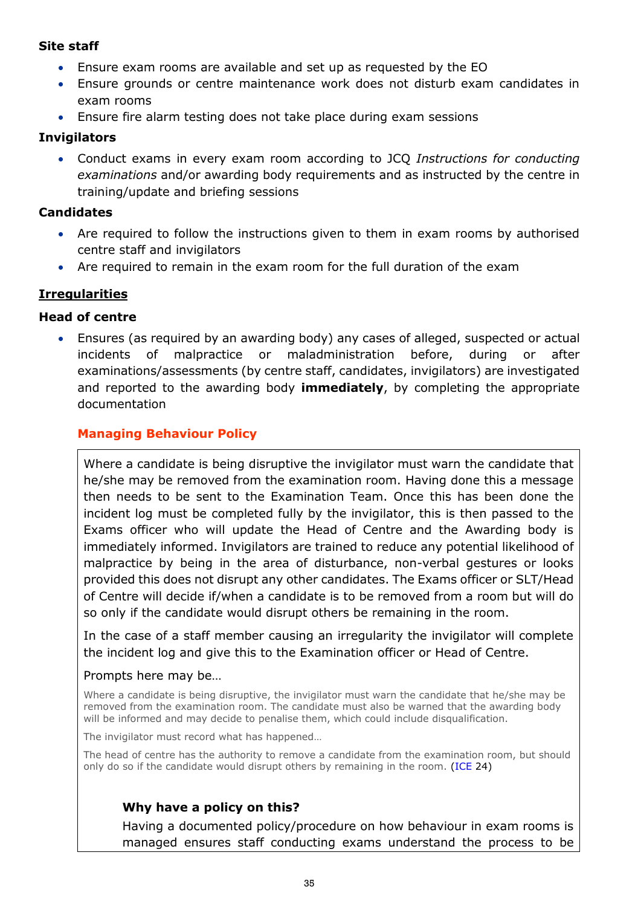**Site staff**

- Ensure exam rooms are available and set up as requested by the EO
- Ensure grounds or centre maintenance work does not disturb exam candidates in exam rooms
- Ensure fire alarm testing does not take place during exam sessions

**Invigilators**

- Conduct exams in every exam room according to JCQ *Instructions for conducting examinations* and/or awarding body requirements and as instructed by the centre in training/update and briefing sessions

**Candidates**

- Are required to follow the instructions given to them in exam rooms by authorised centre staff and invigilators
- Are required to remain in the exam room for the full duration of the exam

## Irregularities

**Head of centre**

- Ensures (as required by an awarding body) any cases of alleged, suspected or actual incidents of malpractice or maladministration before, during or after examinations/assessments (by centre staff, candidates, invigilators) are investigated and reported to the awarding body **immediately**, by completing the appropriate documentation

### Managing Behaviour Policy

Where a candidate is being disruptive the invigilator must warn the candidate that he/she may be removed from the examination room. Having done this a message then needs to be sent to the Examination Team. Once this has been done the incident log must be completed fully by the invigilator, this is then passed to the Exams officer who will update the Head of Centre and the Awarding body is immediately informed. Invigilators are trained to reduce any potential likelihood of malpractice by being in the area of disturbance, non-verbal gestures or looks provided this does not disrupt any other candidates. The Exams officer or SLT/Head of Centre will decide if/when a candidate is to be removed from a room but will do so only if the candidate would disrupt others be remaining in the room.

In the case of a staff member causing an irregularity the invigilator will complete the incident log and give this to the Examination officer or Head of Centre.

Prompts here may be…

Where a candidate is being disruptive, the invigilator must warn the candidate that he/she may be removed from the examination room. The candidate must also be warned that the awarding body will be informed and may decide to penalise them, which could include disqualification.

The invigilator must record what has happened…

The head of centre has the authority to remove a candidate from the examination room, but should only do so if the candidate would disrupt others by remaining in the room. (ICE 24)

**Why have a policy on this?**

Having a documented policy/procedure on how behaviour in exam rooms is managed ensures staff conducting exams understand the process to be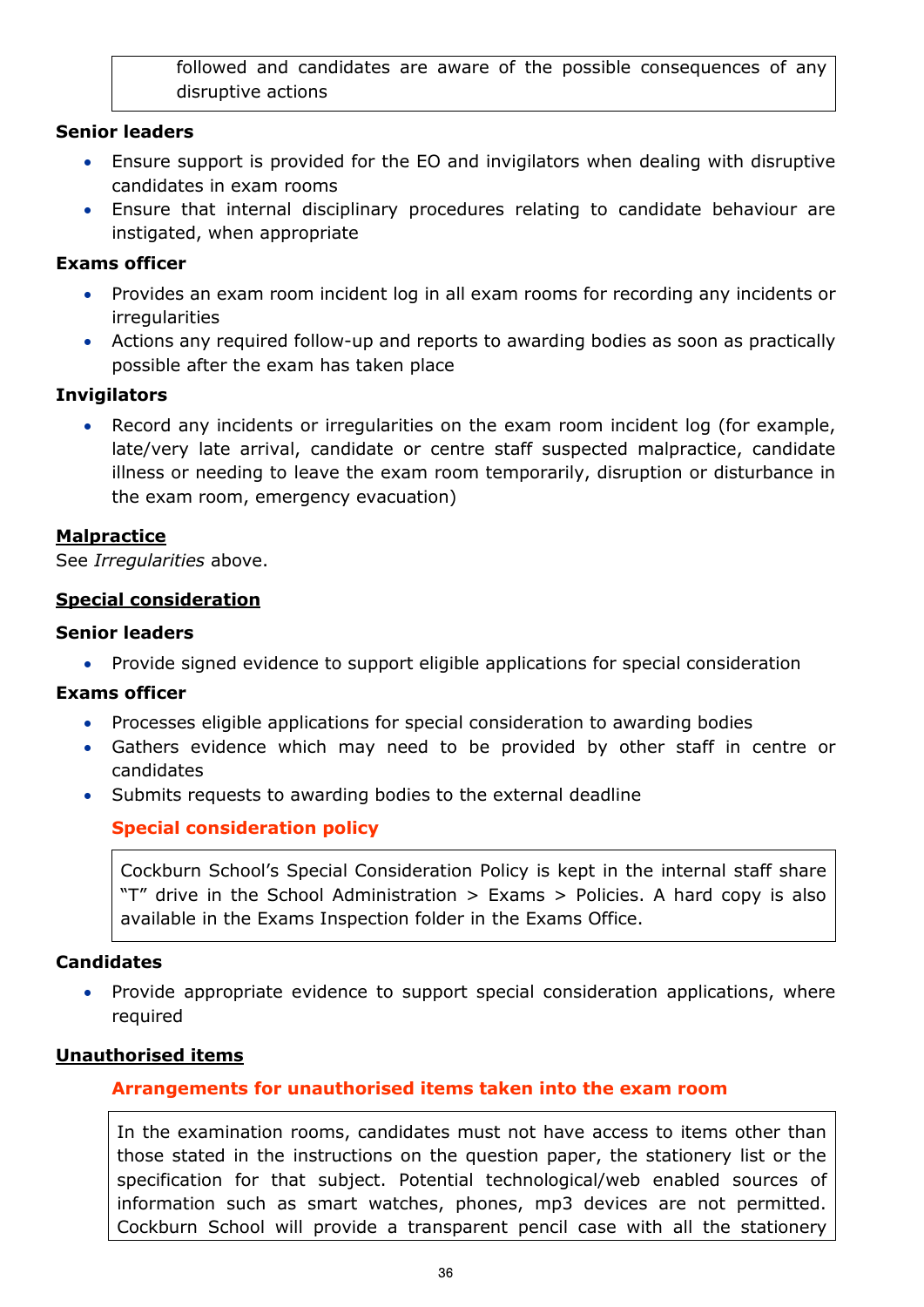followed and candidates are aware of the possible consequences of any disruptive actions

**Senior leaders**

- Ensure support is provided for the EO and invigilators when dealing with disruptive candidates in exam rooms
- Ensure that internal disciplinary procedures relating to candidate behaviour are instigated, when appropriate

**Exams officer**

- Provides an exam room incident log in all exam rooms for recording any incidents or irregularities
- Actions any required follow-up and reports to awarding bodies as soon as practically possible after the exam has taken place

**Invigilators**

- Record any incidents or irregularities on the exam room incident log (for example, late/very late arrival, candidate or centre staff suspected malpractice, candidate illness or needing to leave the exam room temporarily, disruption or disturbance in the exam room, emergency evacuation)

## Malpractice

See *Irregularities* above.

## Special consideration

**Senior leaders**

- Provide signed evidence to support eligible applications for special consideration

**Exams officer**

- Processes eligible applications for special consideration to awarding bodies
- Gathers evidence which may need to be provided by other staff in centre or candidates
- Submits requests to awarding bodies to the external deadline

**Special consideration policy**

Cockburn School's Special Consideration Policy is kept in the internal staff share "T" drive in the School Administration > Exams > Policies. A hard copy is also available in the Exams Inspection folder in the Exams Office.

**Candidates**

- Provide appropriate evidence to support special consideration applications, where required

## Unauthorised items

**Arrangements for unauthorised items taken into the exam room**

In the examination rooms, candidates must not have access to items other than those stated in the instructions on the question paper, the stationery list or the specification for that subject. Potential technological/web enabled sources of information such as smart watches, phones, mp3 devices are not permitted. Cockburn School will provide a transparent pencil case with all the stationery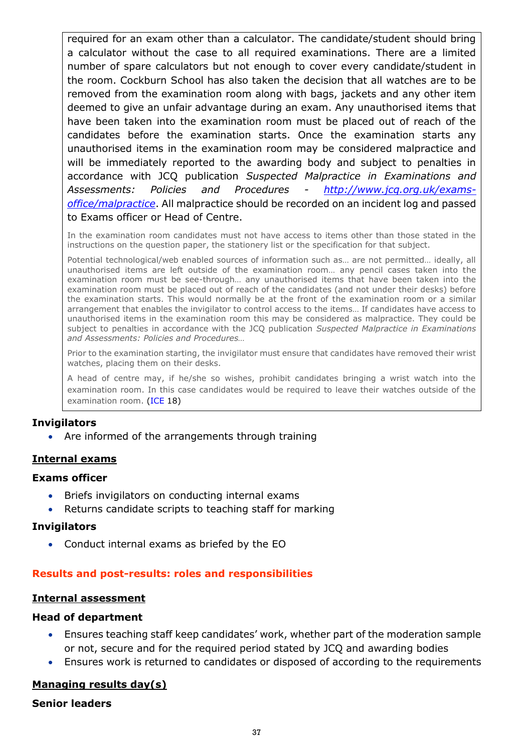required for an exam other than a calculator. The candidate/student should bring a calculator without the case to all required examinations. There are a limited number of spare calculators but not enough to cover every candidate/student in the room. Cockburn School has also taken the decision that all watches are to be removed from the examination room along with bags, jackets and any other item deemed to give an unfair advantage during an exam. Any unauthorised items that have been taken into the examination room must be placed out of reach of the candidates before the examination starts. Once the examination starts any unauthorised items in the examination room may be considered malpractice and will be immediately reported to the awarding body and subject to penalties in accordance with JCQ publication *Suspected Malpractice in Examinations and Assessments: Policies and Procedures - [http://www.jcq.org.uk/exams-office/malpractice](http://www.jcq.org.uk/exams-office/malpractice)*. All malpractice should be recorded on an incident log and passed to Exams officer or Head of Centre.

In the examination room candidates must not have access to items other than those stated in the instructions on the question paper, the stationery list or the specification for that subject.

Potential technological/web enabled sources of information such as… are not permitted… ideally, all unauthorised items are left outside of the examination room… any pencil cases taken into the examination room must be see-through… any unauthorised items that have been taken into the examination room must be placed out of reach of the candidates (and not under their desks) before the examination starts. This would normally be at the front of the examination room or a similar arrangement that enables the invigilator to control access to the items… If candidates have access to unauthorised items in the examination room this may be considered as malpractice. They could be subject to penalties in accordance with the JCQ publication *Suspected Malpractice in Examinations and Assessments: Policies and Procedures…*

Prior to the examination starting, the invigilator must ensure that candidates have removed their wrist watches, placing them on their desks.

A head of centre may, if he/she so wishes, prohibit candidates bringing a wrist watch into the examination room. In this case candidates would be required to leave their watches outside of the examination room. (ICE 18)

**Invigilators**

- Are informed of the arrangements through training

## Internal exams

**Exams officer**

- Briefs invigilators on conducting internal exams
- Returns candidate scripts to teaching staff for marking

**Invigilators**

- Conduct internal exams as briefed by the EO

# Results and post-results: roles and responsibilities

## Internal assessment

**Head of department**

- Ensures teaching staff keep candidates' work, whether part of the moderation sample or not, secure and for the required period stated by JCQ and awarding bodies
- Ensures work is returned to candidates or disposed of according to the requirements

## Managing results day(s)

**Senior leaders**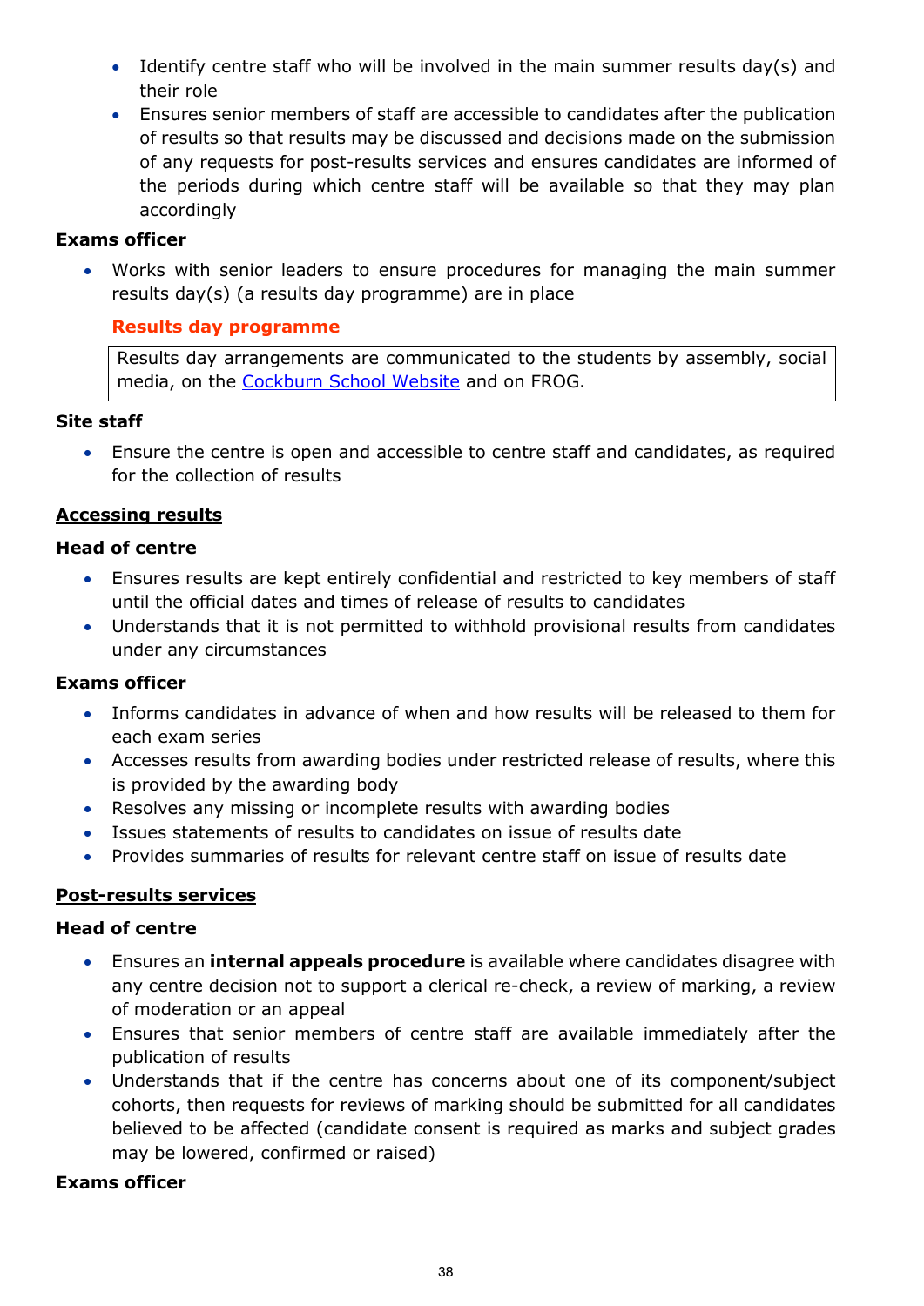- Identify centre staff who will be involved in the main summer results day(s) and their role
- Ensures senior members of staff are accessible to candidates after the publication of results so that results may be discussed and decisions made on the submission of any requests for post-results services and ensures candidates are informed of the periods during which centre staff will be available so that they may plan accordingly

**Exams officer**

- Works with senior leaders to ensure procedures for managing the main summer results day(s) (a results day programme) are in place

**Results day programme**

| Results day arrangements are communicated to the students by assembly, social media, on the Cockburn School Website and on FROG. |
| --- |

**Site staff**

- Ensure the centre is open and accessible to centre staff and candidates, as required for the collection of results

**Accessing results**

**Head of centre**

- Ensures results are kept entirely confidential and restricted to key members of staff until the official dates and times of release of results to candidates
- Understands that it is not permitted to withhold provisional results from candidates under any circumstances

**Exams officer**

- Informs candidates in advance of when and how results will be released to them for each exam series
- Accesses results from awarding bodies under restricted release of results, where this is provided by the awarding body
- Resolves any missing or incomplete results with awarding bodies
- Issues statements of results to candidates on issue of results date
- Provides summaries of results for relevant centre staff on issue of results date

**Post-results services**

**Head of centre**

- Ensures an **internal appeals procedure** is available where candidates disagree with any centre decision not to support a clerical re-check, a review of marking, a review of moderation or an appeal
- Ensures that senior members of centre staff are available immediately after the publication of results
- Understands that if the centre has concerns about one of its component/subject cohorts, then requests for reviews of marking should be submitted for all candidates believed to be affected (candidate consent is required as marks and subject grades may be lowered, confirmed or raised)

**Exams officer**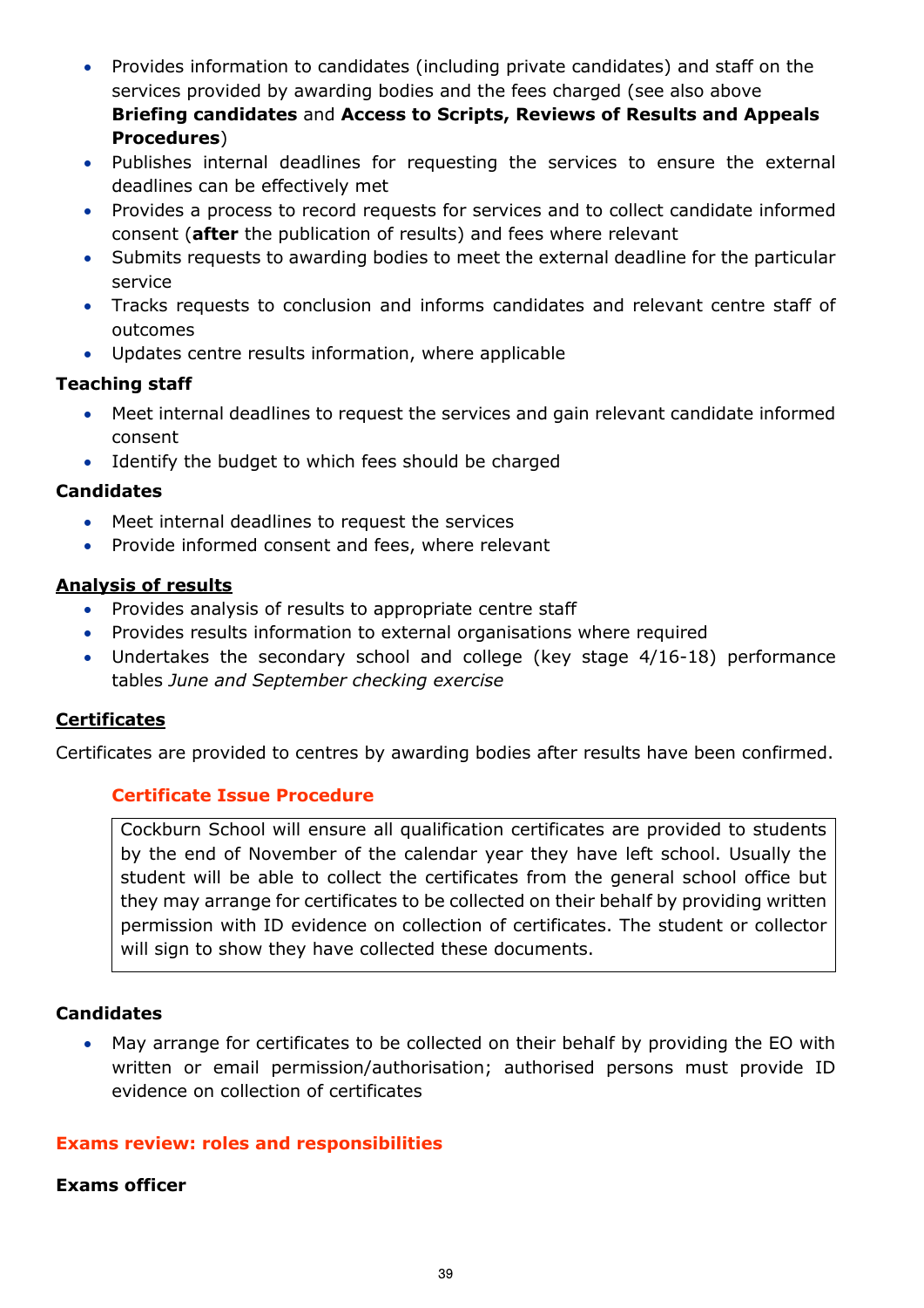- Provides information to candidates (including private candidates) and staff on the services provided by awarding bodies and the fees charged (see also above **Briefing candidates** and **Access to Scripts, Reviews of Results and Appeals Procedures**)
- Publishes internal deadlines for requesting the services to ensure the external deadlines can be effectively met
- Provides a process to record requests for services and to collect candidate informed consent (**after** the publication of results) and fees where relevant
- Submits requests to awarding bodies to meet the external deadline for the particular service
- Tracks requests to conclusion and informs candidates and relevant centre staff of outcomes
- Updates centre results information, where applicable

**Teaching staff**

- Meet internal deadlines to request the services and gain relevant candidate informed consent
- Identify the budget to which fees should be charged

**Candidates**

- Meet internal deadlines to request the services
- Provide informed consent and fees, where relevant

## Analysis of results

- Provides analysis of results to appropriate centre staff
- Provides results information to external organisations where required
- Undertakes the secondary school and college (key stage 4/16-18) performance tables *June and September checking exercise*

## Certificates

Certificates are provided to centres by awarding bodies after results have been confirmed.

### Certificate Issue Procedure

Cockburn School will ensure all qualification certificates are provided to students by the end of November of the calendar year they have left school. Usually the student will be able to collect the certificates from the general school office but they may arrange for certificates to be collected on their behalf by providing written permission with ID evidence on collection of certificates. The student or collector will sign to show they have collected these documents.

**Candidates**

- May arrange for certificates to be collected on their behalf by providing the EO with written or email permission/authorisation; authorised persons must provide ID evidence on collection of certificates

## Exams review: roles and responsibilities

**Exams officer**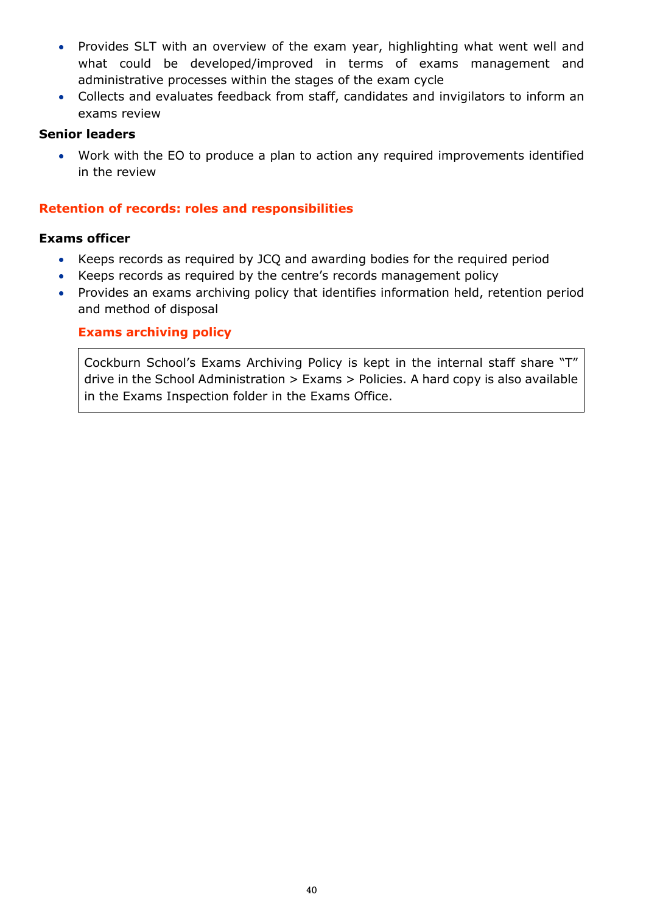- Provides SLT with an overview of the exam year, highlighting what went well and what could be developed/improved in terms of exams management and administrative processes within the stages of the exam cycle
- Collects and evaluates feedback from staff, candidates and invigilators to inform an exams review

**Senior leaders**

- Work with the EO to produce a plan to action any required improvements identified in the review

## Retention of records: roles and responsibilities

**Exams officer**

- Keeps records as required by JCQ and awarding bodies for the required period
- Keeps records as required by the centre's records management policy
- Provides an exams archiving policy that identifies information held, retention period and method of disposal

### Exams archiving policy

Cockburn School's Exams Archiving Policy is kept in the internal staff share "T" drive in the School Administration > Exams > Policies. A hard copy is also available in the Exams Inspection folder in the Exams Office.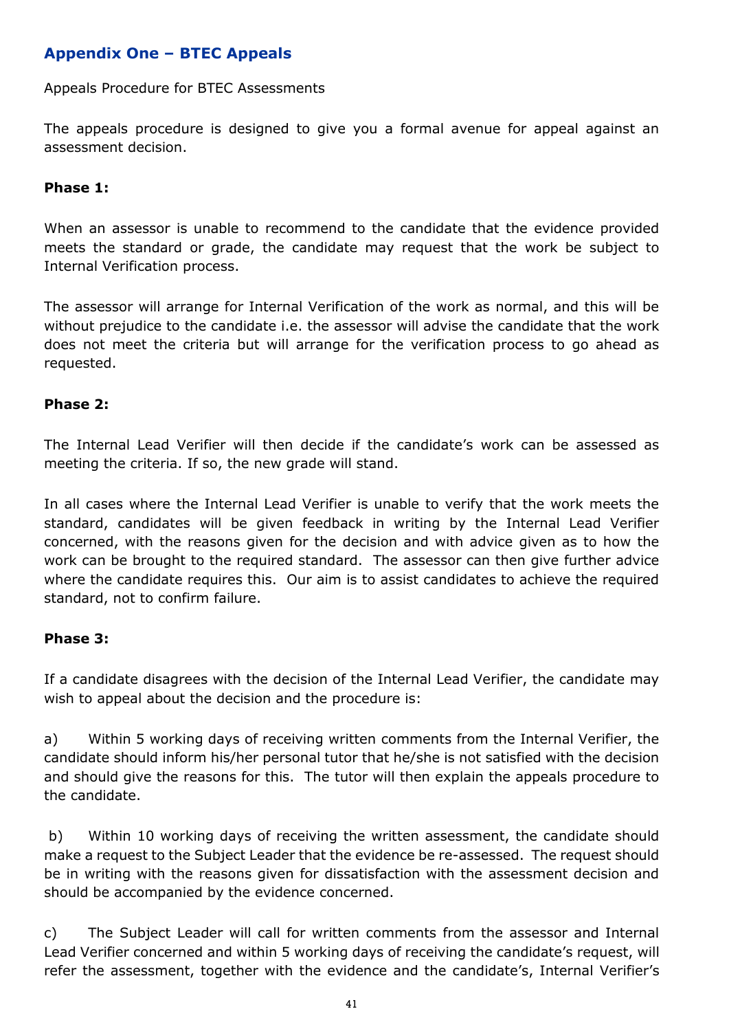## Appendix One – BTEC Appeals

Appeals Procedure for BTEC Assessments

The appeals procedure is designed to give you a formal avenue for appeal against an assessment decision.

**Phase 1:**

When an assessor is unable to recommend to the candidate that the evidence provided meets the standard or grade, the candidate may request that the work be subject to Internal Verification process.

The assessor will arrange for Internal Verification of the work as normal, and this will be without prejudice to the candidate i.e. the assessor will advise the candidate that the work does not meet the criteria but will arrange for the verification process to go ahead as requested.

**Phase 2:**

The Internal Lead Verifier will then decide if the candidate's work can be assessed as meeting the criteria. If so, the new grade will stand.

In all cases where the Internal Lead Verifier is unable to verify that the work meets the standard, candidates will be given feedback in writing by the Internal Lead Verifier concerned, with the reasons given for the decision and with advice given as to how the work can be brought to the required standard. The assessor can then give further advice where the candidate requires this. Our aim is to assist candidates to achieve the required standard, not to confirm failure.

**Phase 3:**

If a candidate disagrees with the decision of the Internal Lead Verifier, the candidate may wish to appeal about the decision and the procedure is:

a) Within 5 working days of receiving written comments from the Internal Verifier, the candidate should inform his/her personal tutor that he/she is not satisfied with the decision and should give the reasons for this. The tutor will then explain the appeals procedure to the candidate.

b) Within 10 working days of receiving the written assessment, the candidate should make a request to the Subject Leader that the evidence be re-assessed. The request should be in writing with the reasons given for dissatisfaction with the assessment decision and should be accompanied by the evidence concerned.

c) The Subject Leader will call for written comments from the assessor and Internal Lead Verifier concerned and within 5 working days of receiving the candidate's request, will refer the assessment, together with the evidence and the candidate's, Internal Verifier's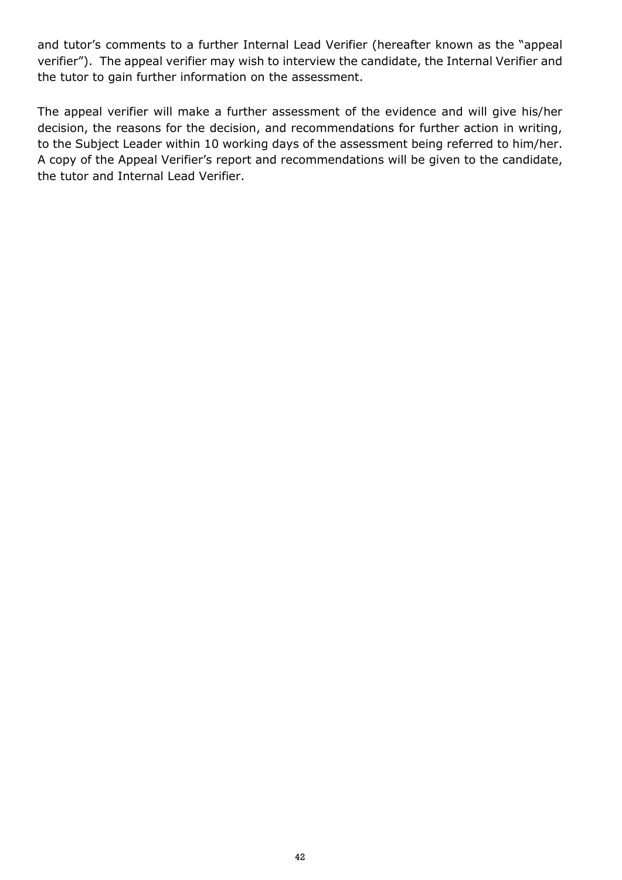and tutor's comments to a further Internal Lead Verifier (hereafter known as the "appeal verifier"). The appeal verifier may wish to interview the candidate, the Internal Verifier and the tutor to gain further information on the assessment.

The appeal verifier will make a further assessment of the evidence and will give his/her decision, the reasons for the decision, and recommendations for further action in writing, to the Subject Leader within 10 working days of the assessment being referred to him/her. A copy of the Appeal Verifier's report and recommendations will be given to the candidate, the tutor and Internal Lead Verifier.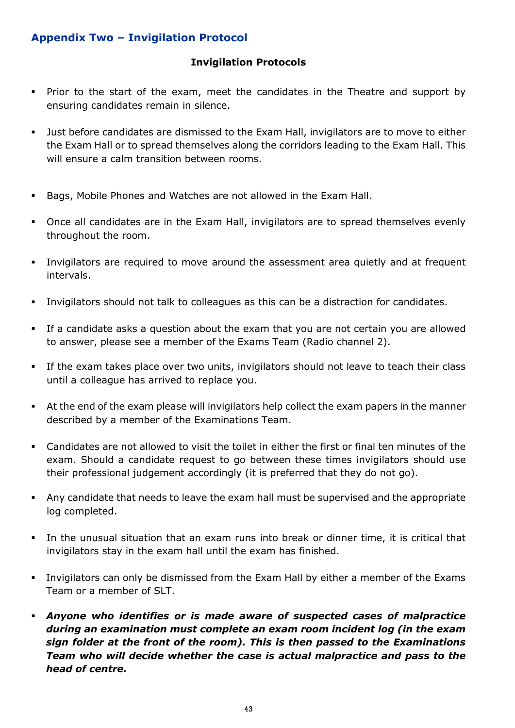## Appendix Two – Invigilation Protocol

**Invigilation Protocols**

- Prior to the start of the exam, meet the candidates in the Theatre and support by ensuring candidates remain in silence.
- Just before candidates are dismissed to the Exam Hall, invigilators are to move to either the Exam Hall or to spread themselves along the corridors leading to the Exam Hall. This will ensure a calm transition between rooms.
- Bags, Mobile Phones and Watches are not allowed in the Exam Hall.
- Once all candidates are in the Exam Hall, invigilators are to spread themselves evenly throughout the room.
- Invigilators are required to move around the assessment area quietly and at frequent intervals.
- Invigilators should not talk to colleagues as this can be a distraction for candidates.
- If a candidate asks a question about the exam that you are not certain you are allowed to answer, please see a member of the Exams Team (Radio channel 2).
- If the exam takes place over two units, invigilators should not leave to teach their class until a colleague has arrived to replace you.
- At the end of the exam please will invigilators help collect the exam papers in the manner described by a member of the Examinations Team.
- Candidates are not allowed to visit the toilet in either the first or final ten minutes of the exam. Should a candidate request to go between these times invigilators should use their professional judgement accordingly (it is preferred that they do not go).
- Any candidate that needs to leave the exam hall must be supervised and the appropriate log completed.
- In the unusual situation that an exam runs into break or dinner time, it is critical that invigilators stay in the exam hall until the exam has finished.
- Invigilators can only be dismissed from the Exam Hall by either a member of the Exams Team or a member of SLT.
- ***Anyone who identifies or is made aware of suspected cases of malpractice during an examination must complete an exam room incident log (in the exam sign folder at the front of the room). This is then passed to the Examinations Team who will decide whether the case is actual malpractice and pass to the head of centre.***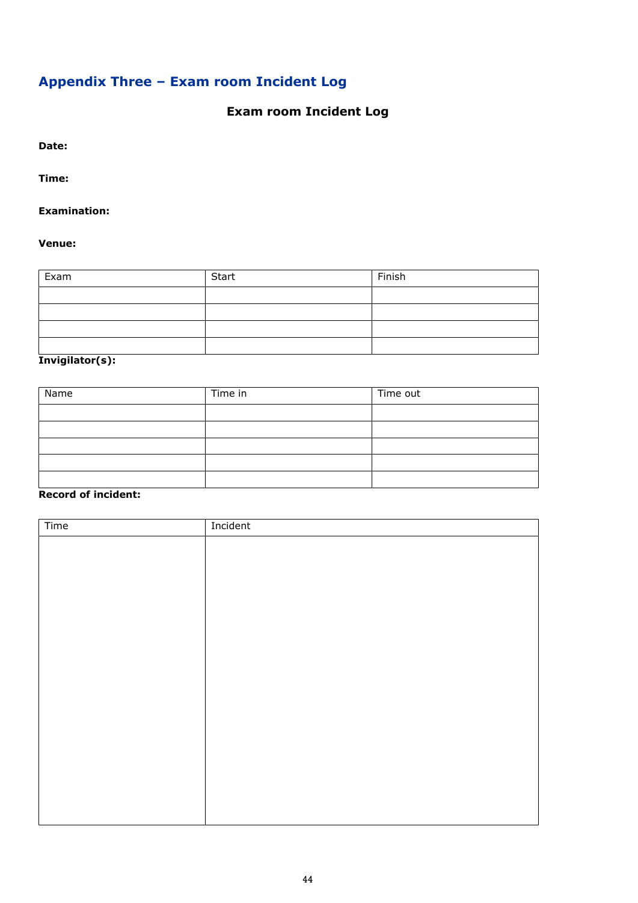## Appendix Three – Exam room Incident Log

### Exam room Incident Log

**Date:**

**Time:**

**Examination:**

**Venue:**

| Exam | Start | Finish |
|---|---|---|
| | | |
| | | |
| | | |
| | | |

**Invigilator(s):**

| Name | Time in | Time out |
|---|---|---|
| | | |
| | | |
| | | |
| | | |
| | | |

**Record of incident:**

| Time | Incident |
|---|---|
| | |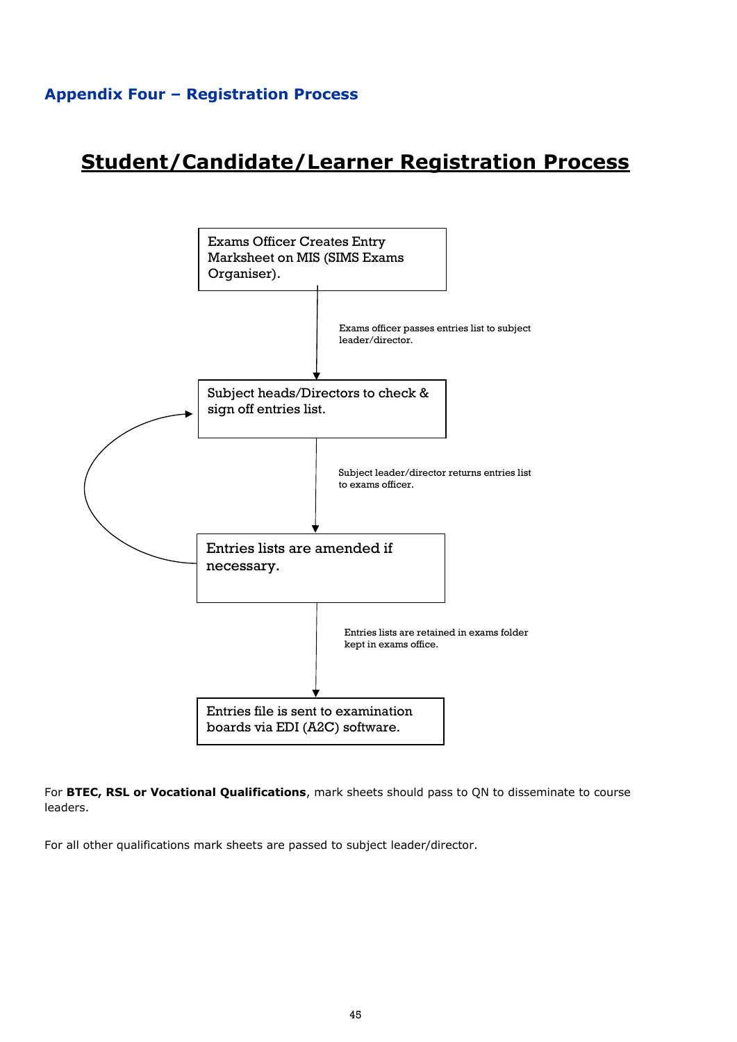## Appendix Four – Registration Process

# Student/Candidate/Learner Registration Process

Exams Officer Creates Entry Marksheet on MIS (SIMS Exams Organiser).

Exams officer passes entries list to subject leader/director.

Subject heads/Directors to check & sign off entries list.

Subject leader/director returns entries list to exams officer.

Entries lists are amended if necessary.

Entries lists are retained in exams folder kept in exams office.

Entries file is sent to examination boards via EDI (A2C) software.

For **BTEC, RSL or Vocational Qualifications**, mark sheets should pass to QN to disseminate to course leaders.

For all other qualifications mark sheets are passed to subject leader/director.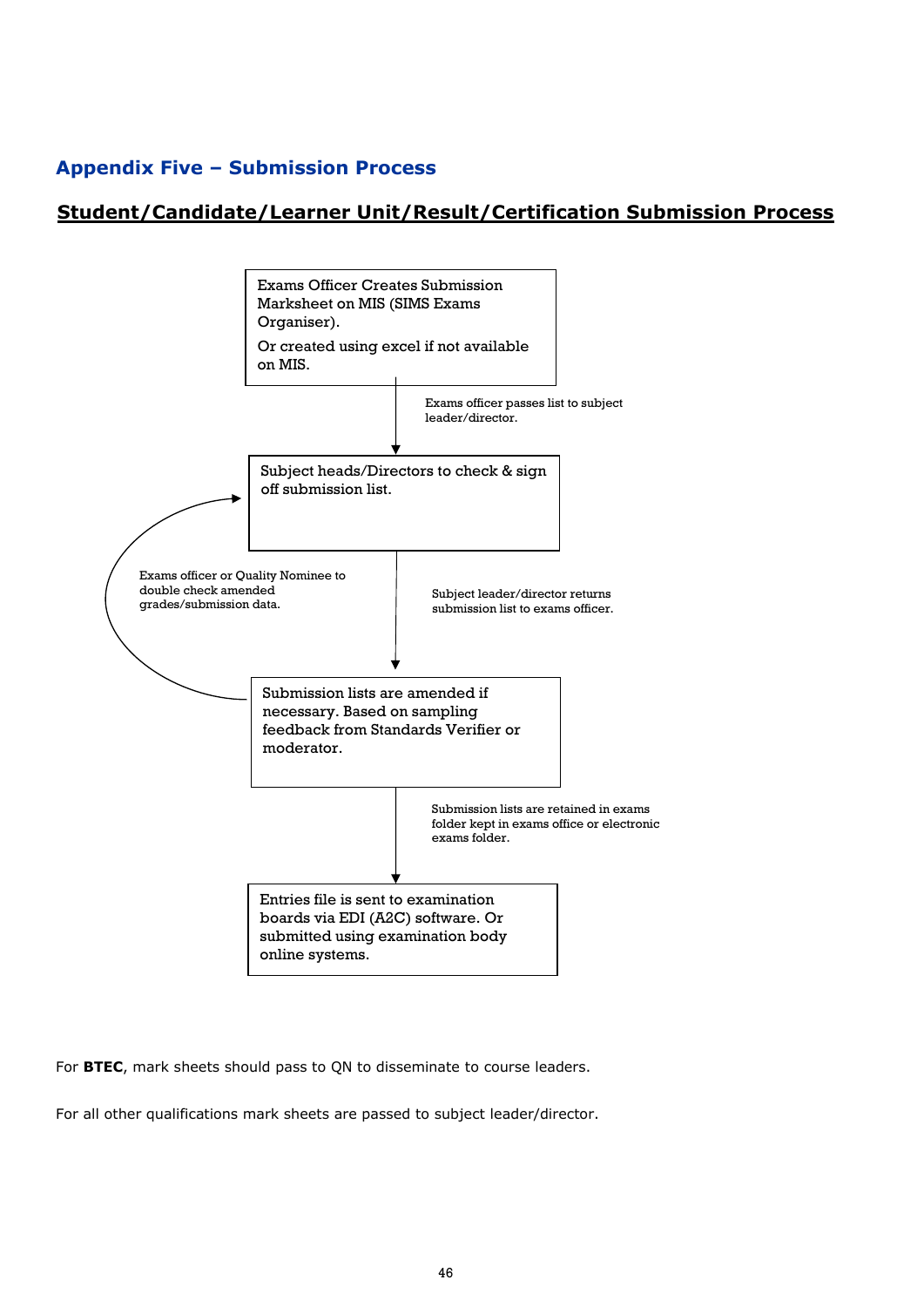## Appendix Five – Submission Process

### <u>Student/Candidate/Learner Unit/Result/Certification Submission Process</u>

Exams Officer Creates Submission Marksheet on MIS (SIMS Exams Organiser).

Or created using excel if not available on MIS.

↓ *Exams officer passes list to subject leader/director.*

Subject heads/Directors to check & sign off submission list.

↓ *Subject leader/director returns submission list to exams officer.*

Submission lists are amended if necessary. Based on sampling feedback from Standards Verifier or moderator.

↺ *Exams officer or Quality Nominee to double check amended grades/submission data.* (returns to: Subject heads/Directors to check & sign off submission list.)

↓ *Submission lists are retained in exams folder kept in exams office or electronic exams folder.*

Entries file is sent to examination boards via EDI (A2C) software. Or submitted using examination body online systems.

For **BTEC**, mark sheets should pass to QN to disseminate to course leaders.

For all other qualifications mark sheets are passed to subject leader/director.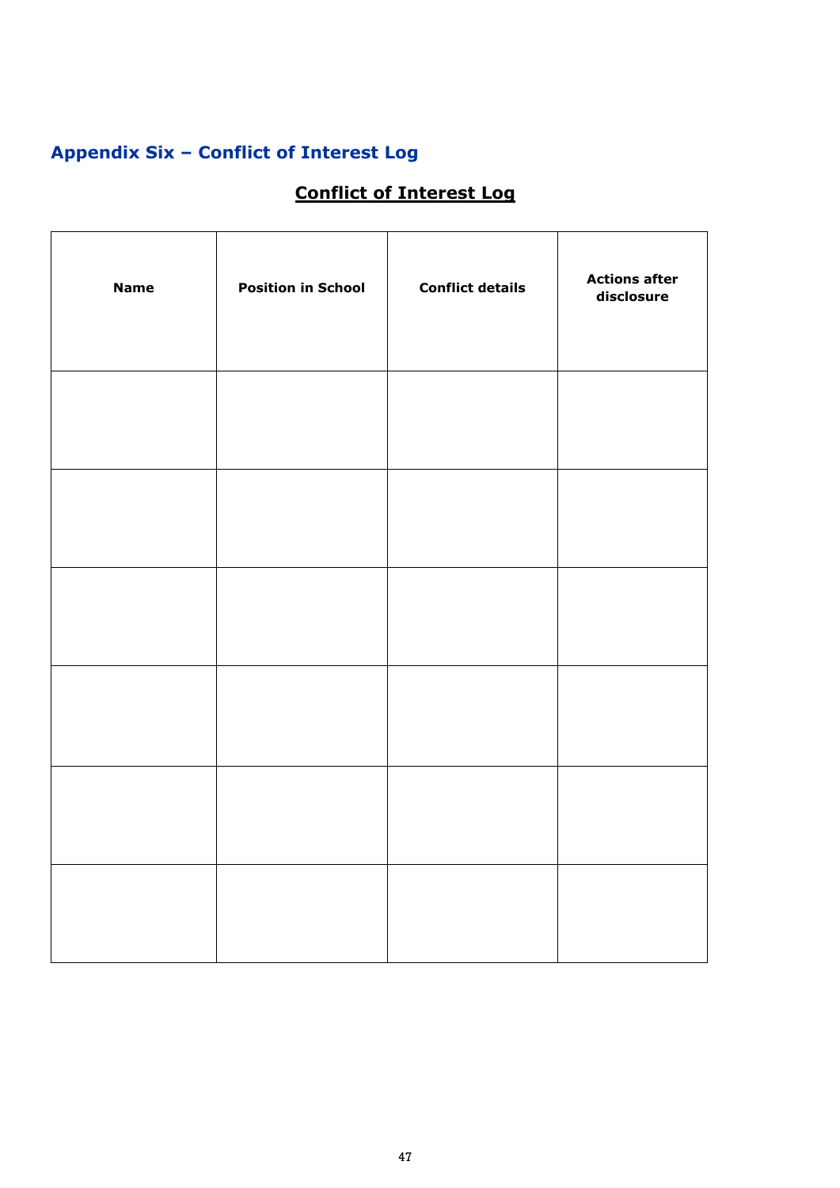## Appendix Six – Conflict of Interest Log

### Conflict of Interest Log

| Name | Position in School | Conflict details | Actions after disclosure |
|---|---|---|---|
| | | | |
| | | | |
| | | | |
| | | | |
| | | | |
| | | | |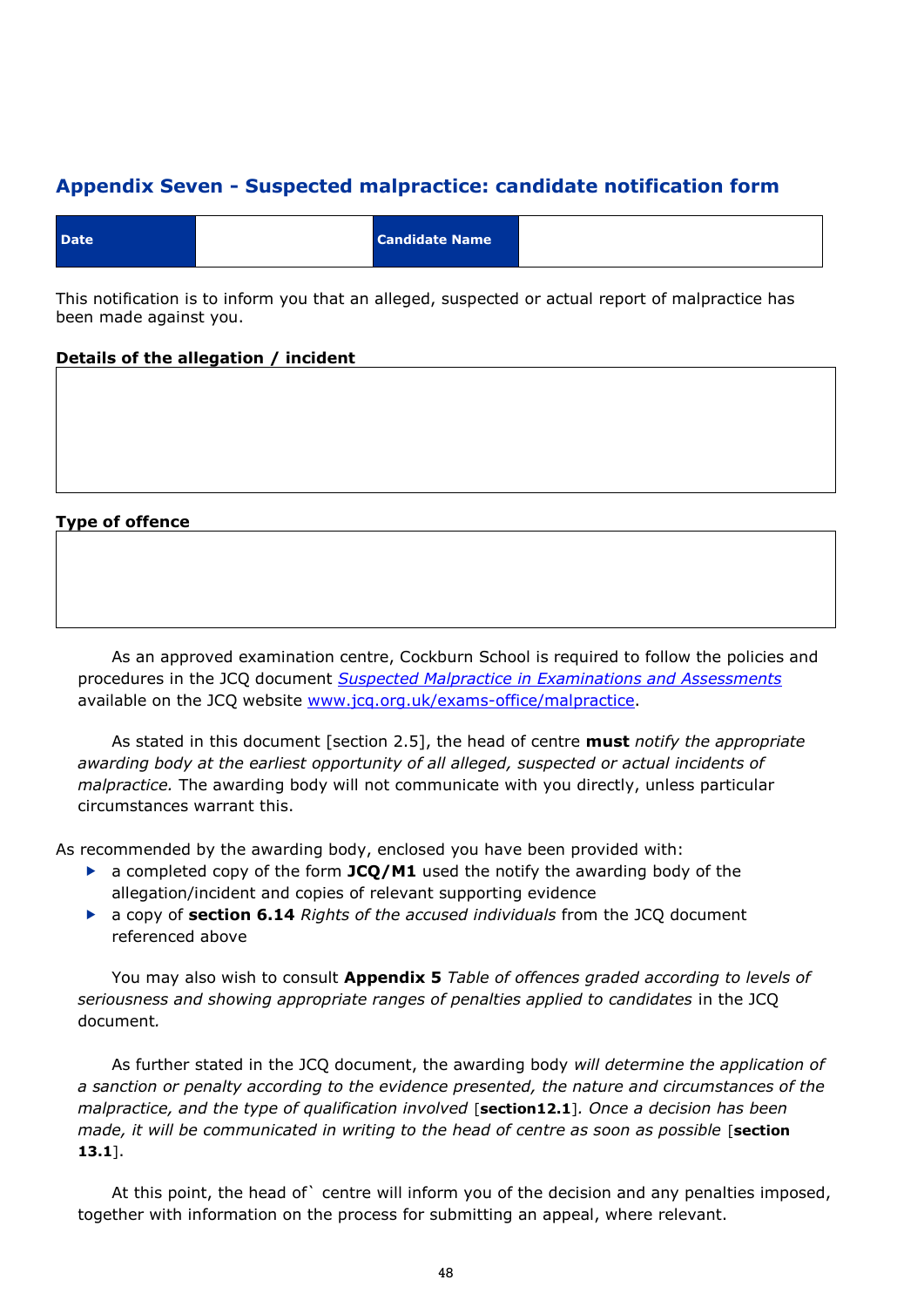## Appendix Seven - Suspected malpractice: candidate notification form

| Date | | Candidate Name | |
|---|---|---|---|

This notification is to inform you that an alleged, suspected or actual report of malpractice has been made against you.

**Details of the allegation / incident**

| |
|---|
| |

**Type of offence**

| |
|---|
| |

As an approved examination centre, Cockburn School is required to follow the policies and procedures in the JCQ document *Suspected Malpractice in Examinations and Assessments* available on the JCQ website www.jcq.org.uk/exams-office/malpractice.

As stated in this document [section 2.5], the head of centre **must** *notify the appropriate awarding body at the earliest opportunity of all alleged, suspected or actual incidents of malpractice.* The awarding body will not communicate with you directly, unless particular circumstances warrant this.

As recommended by the awarding body, enclosed you have been provided with:

- a completed copy of the form **JCQ/M1** used the notify the awarding body of the allegation/incident and copies of relevant supporting evidence
- a copy of **section 6.14** *Rights of the accused individuals* from the JCQ document referenced above

You may also wish to consult **Appendix 5** *Table of offences graded according to levels of seriousness and showing appropriate ranges of penalties applied to candidates* in the JCQ document.

As further stated in the JCQ document, the awarding body *will determine the application of a sanction or penalty according to the evidence presented, the nature and circumstances of the malpractice, and the type of qualification involved* [**section12.1**]. *Once a decision has been made, it will be communicated in writing to the head of centre as soon as possible* [**section 13.1**].

At this point, the head of` centre will inform you of the decision and any penalties imposed, together with information on the process for submitting an appeal, where relevant.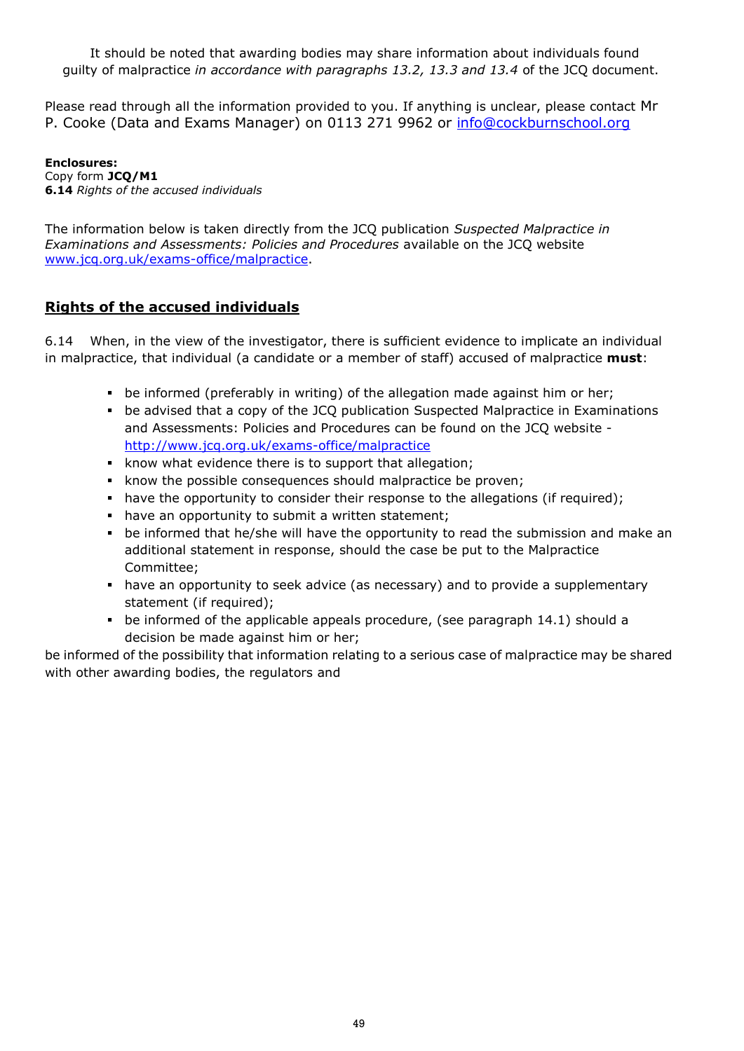It should be noted that awarding bodies may share information about individuals found guilty of malpractice *in accordance with paragraphs 13.2, 13.3 and 13.4* of the JCQ document.

Please read through all the information provided to you. If anything is unclear, please contact Mr P. Cooke (Data and Exams Manager) on 0113 271 9962 or [info@cockburnschool.org](mailto:info@cockburnschool.org)

**Enclosures:**
Copy form **JCQ/M1**
**6.14** *Rights of the accused individuals*

The information below is taken directly from the JCQ publication *Suspected Malpractice in Examinations and Assessments: Policies and Procedures* available on the JCQ website [www.jcq.org.uk/exams-office/malpractice](http://www.jcq.org.uk/exams-office/malpractice).

## Rights of the accused individuals

6.14 When, in the view of the investigator, there is sufficient evidence to implicate an individual in malpractice, that individual (a candidate or a member of staff) accused of malpractice **must**:

- be informed (preferably in writing) of the allegation made against him or her;
- be advised that a copy of the JCQ publication Suspected Malpractice in Examinations and Assessments: Policies and Procedures can be found on the JCQ website - [http://www.jcq.org.uk/exams-office/malpractice](http://www.jcq.org.uk/exams-office/malpractice)
- know what evidence there is to support that allegation;
- know the possible consequences should malpractice be proven;
- have the opportunity to consider their response to the allegations (if required);
- have an opportunity to submit a written statement;
- be informed that he/she will have the opportunity to read the submission and make an additional statement in response, should the case be put to the Malpractice Committee;
- have an opportunity to seek advice (as necessary) and to provide a supplementary statement (if required);
- be informed of the applicable appeals procedure, (see paragraph 14.1) should a decision be made against him or her;

be informed of the possibility that information relating to a serious case of malpractice may be shared with other awarding bodies, the regulators and